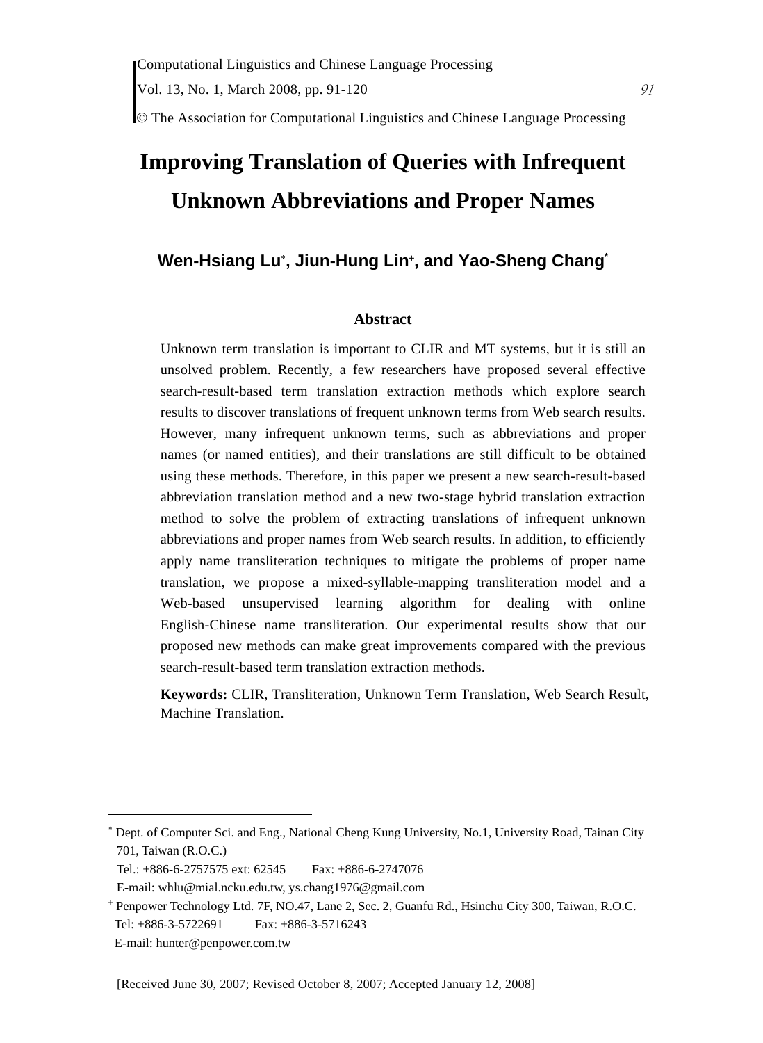# Improving Translation of Queries with Infrequent Unknown Abbreviations and Proper Names

**Wen-Hsiang Lu[*], Jiun-Hung Lin[+], and Yao-Sheng Chang[*]**

## Abstract

Unknown term translation is important to CLIR and MT systems, but it is still an unsolved problem. Recently, a few researchers have proposed several effective search-result-based term translation extraction methods which explore search results to discover translations of frequent unknown terms from Web search results. However, many infrequent unknown terms, such as abbreviations and proper names (or named entities), and their translations are still difficult to be obtained using these methods. Therefore, in this paper we present a new search-result-based abbreviation translation method and a new two-stage hybrid translation extraction method to solve the problem of extracting translations of infrequent unknown abbreviations and proper names from Web search results. In addition, to efficiently apply name transliteration techniques to mitigate the problems of proper name translation, we propose a mixed-syllable-mapping transliteration model and a Web-based unsupervised learning algorithm for dealing with online English-Chinese name transliteration. Our experimental results show that our proposed new methods can make great improvements compared with the previous search-result-based term translation extraction methods.

**Keywords:** CLIR, Transliteration, Unknown Term Translation, Web Search Result, Machine Translation.

---

[*] Dept. of Computer Sci. and Eng., National Cheng Kung University, No.1, University Road, Tainan City 701, Taiwan (R.O.C.)
Tel.: +886-6-2757575 ext: 62545 Fax: +886-6-2747076
E-mail: whlu@mial.ncku.edu.tw, ys.chang1976@gmail.com

[+] Penpower Technology Ltd. 7F, NO.47, Lane 2, Sec. 2, Guanfu Rd., Hsinchu City 300, Taiwan, R.O.C.
Tel: +886-3-5722691 Fax: +886-3-5716243
E-mail: hunter@penpower.com.tw

[Received June 30, 2007; Revised October 8, 2007; Accepted January 12, 2008]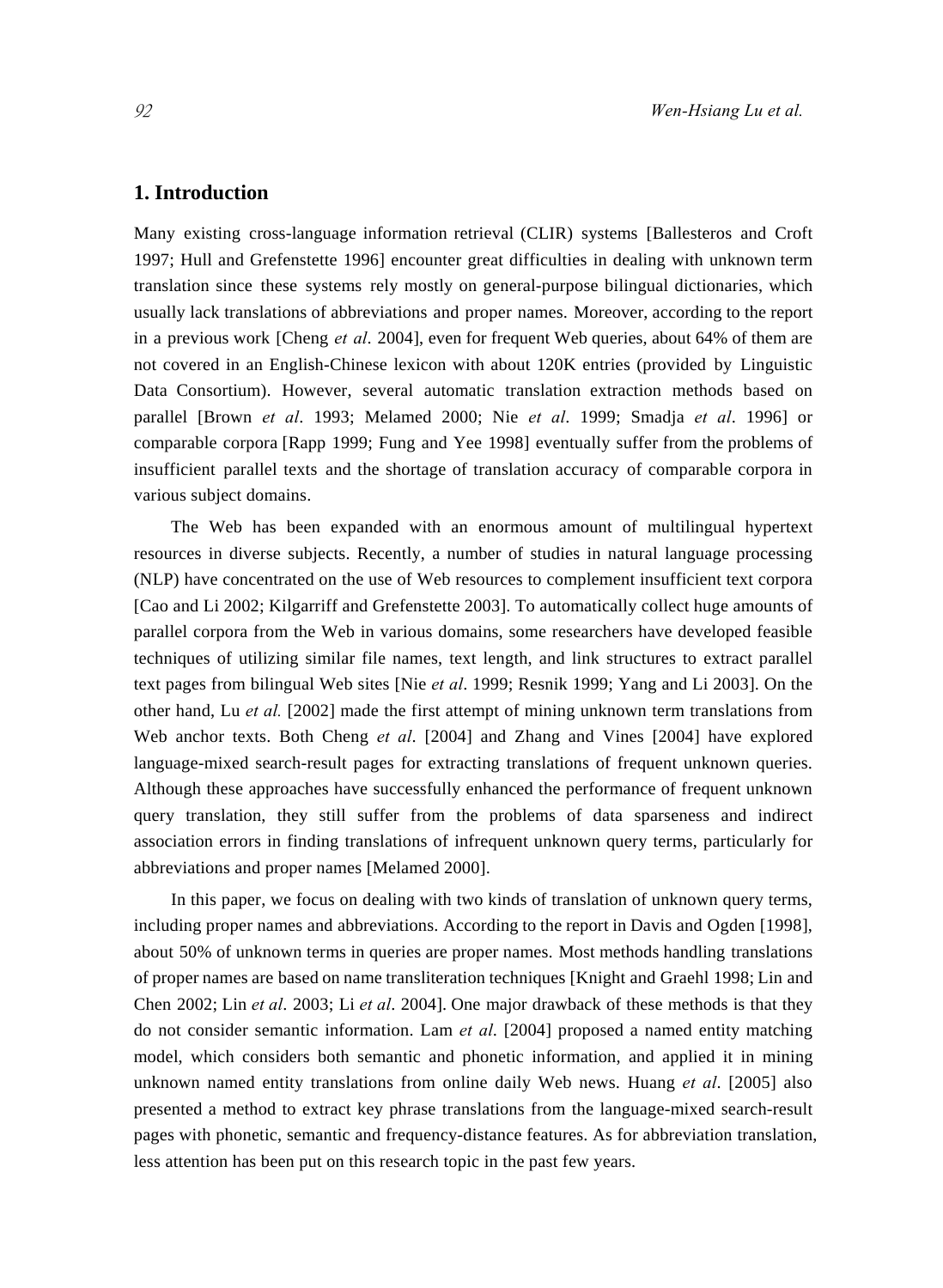## 1. Introduction

Many existing cross-language information retrieval (CLIR) systems [Ballesteros and Croft 1997; Hull and Grefenstette 1996] encounter great difficulties in dealing with unknown term translation since these systems rely mostly on general-purpose bilingual dictionaries, which usually lack translations of abbreviations and proper names. Moreover, according to the report in a previous work [Cheng *et al*. 2004], even for frequent Web queries, about 64% of them are not covered in an English-Chinese lexicon with about 120K entries (provided by Linguistic Data Consortium). However, several automatic translation extraction methods based on parallel [Brown *et al*. 1993; Melamed 2000; Nie *et al*. 1999; Smadja *et al*. 1996] or comparable corpora [Rapp 1999; Fung and Yee 1998] eventually suffer from the problems of insufficient parallel texts and the shortage of translation accuracy of comparable corpora in various subject domains.

The Web has been expanded with an enormous amount of multilingual hypertext resources in diverse subjects. Recently, a number of studies in natural language processing (NLP) have concentrated on the use of Web resources to complement insufficient text corpora [Cao and Li 2002; Kilgarriff and Grefenstette 2003]. To automatically collect huge amounts of parallel corpora from the Web in various domains, some researchers have developed feasible techniques of utilizing similar file names, text length, and link structures to extract parallel text pages from bilingual Web sites [Nie *et al*. 1999; Resnik 1999; Yang and Li 2003]. On the other hand, Lu *et al.* [2002] made the first attempt of mining unknown term translations from Web anchor texts. Both Cheng *et al*. [2004] and Zhang and Vines [2004] have explored language-mixed search-result pages for extracting translations of frequent unknown queries. Although these approaches have successfully enhanced the performance of frequent unknown query translation, they still suffer from the problems of data sparseness and indirect association errors in finding translations of infrequent unknown query terms, particularly for abbreviations and proper names [Melamed 2000].

In this paper, we focus on dealing with two kinds of translation of unknown query terms, including proper names and abbreviations. According to the report in Davis and Ogden [1998], about 50% of unknown terms in queries are proper names. Most methods handling translations of proper names are based on name transliteration techniques [Knight and Graehl 1998; Lin and Chen 2002; Lin *et al*. 2003; Li *et al*. 2004]. One major drawback of these methods is that they do not consider semantic information. Lam *et al.* [2004] proposed a named entity matching model, which considers both semantic and phonetic information, and applied it in mining unknown named entity translations from online daily Web news. Huang *et al*. [2005] also presented a method to extract key phrase translations from the language-mixed search-result pages with phonetic, semantic and frequency-distance features. As for abbreviation translation, less attention has been put on this research topic in the past few years.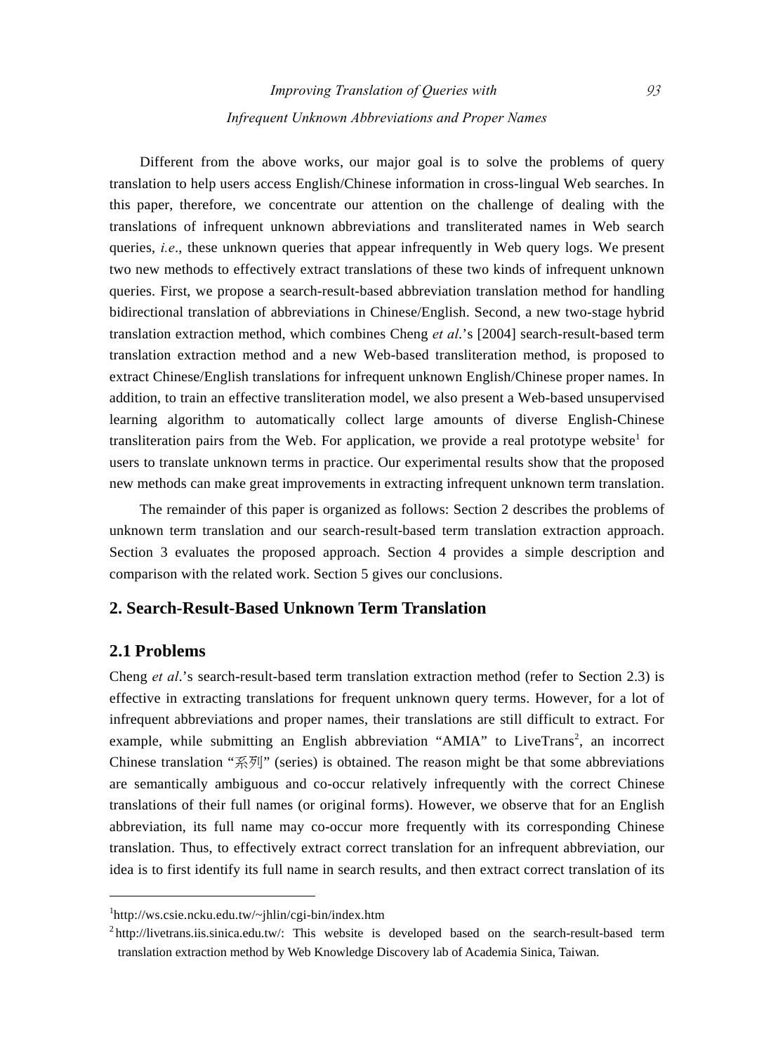Different from the above works, our major goal is to solve the problems of query translation to help users access English/Chinese information in cross-lingual Web searches. In this paper, therefore, we concentrate our attention on the challenge of dealing with the translations of infrequent unknown abbreviations and transliterated names in Web search queries, *i.e*., these unknown queries that appear infrequently in Web query logs. We present two new methods to effectively extract translations of these two kinds of infrequent unknown queries. First, we propose a search-result-based abbreviation translation method for handling bidirectional translation of abbreviations in Chinese/English. Second, a new two-stage hybrid translation extraction method, which combines Cheng *et al*.'s [2004] search-result-based term translation extraction method and a new Web-based transliteration method, is proposed to extract Chinese/English translations for infrequent unknown English/Chinese proper names. In addition, to train an effective transliteration model, we also present a Web-based unsupervised learning algorithm to automatically collect large amounts of diverse English-Chinese transliteration pairs from the Web. For application, we provide a real prototype website[1] for users to translate unknown terms in practice. Our experimental results show that the proposed new methods can make great improvements in extracting infrequent unknown term translation.

The remainder of this paper is organized as follows: Section 2 describes the problems of unknown term translation and our search-result-based term translation extraction approach. Section 3 evaluates the proposed approach. Section 4 provides a simple description and comparison with the related work. Section 5 gives our conclusions.

## 2. Search-Result-Based Unknown Term Translation

### 2.1 Problems

Cheng *et al*.'s search-result-based term translation extraction method (refer to Section 2.3) is effective in extracting translations for frequent unknown query terms. However, for a lot of infrequent abbreviations and proper names, their translations are still difficult to extract. For example, while submitting an English abbreviation "AMIA" to LiveTrans[2], an incorrect Chinese translation "系列" (series) is obtained. The reason might be that some abbreviations are semantically ambiguous and co-occur relatively infrequently with the correct Chinese translations of their full names (or original forms). However, we observe that for an English abbreviation, its full name may co-occur more frequently with its corresponding Chinese translation. Thus, to effectively extract correct translation for an infrequent abbreviation, our idea is to first identify its full name in search results, and then extract correct translation of its

---

[1] http://ws.csie.ncku.edu.tw/~jhlin/cgi-bin/index.htm

[2] http://livetrans.iis.sinica.edu.tw/: This website is developed based on the search-result-based term translation extraction method by Web Knowledge Discovery lab of Academia Sinica, Taiwan.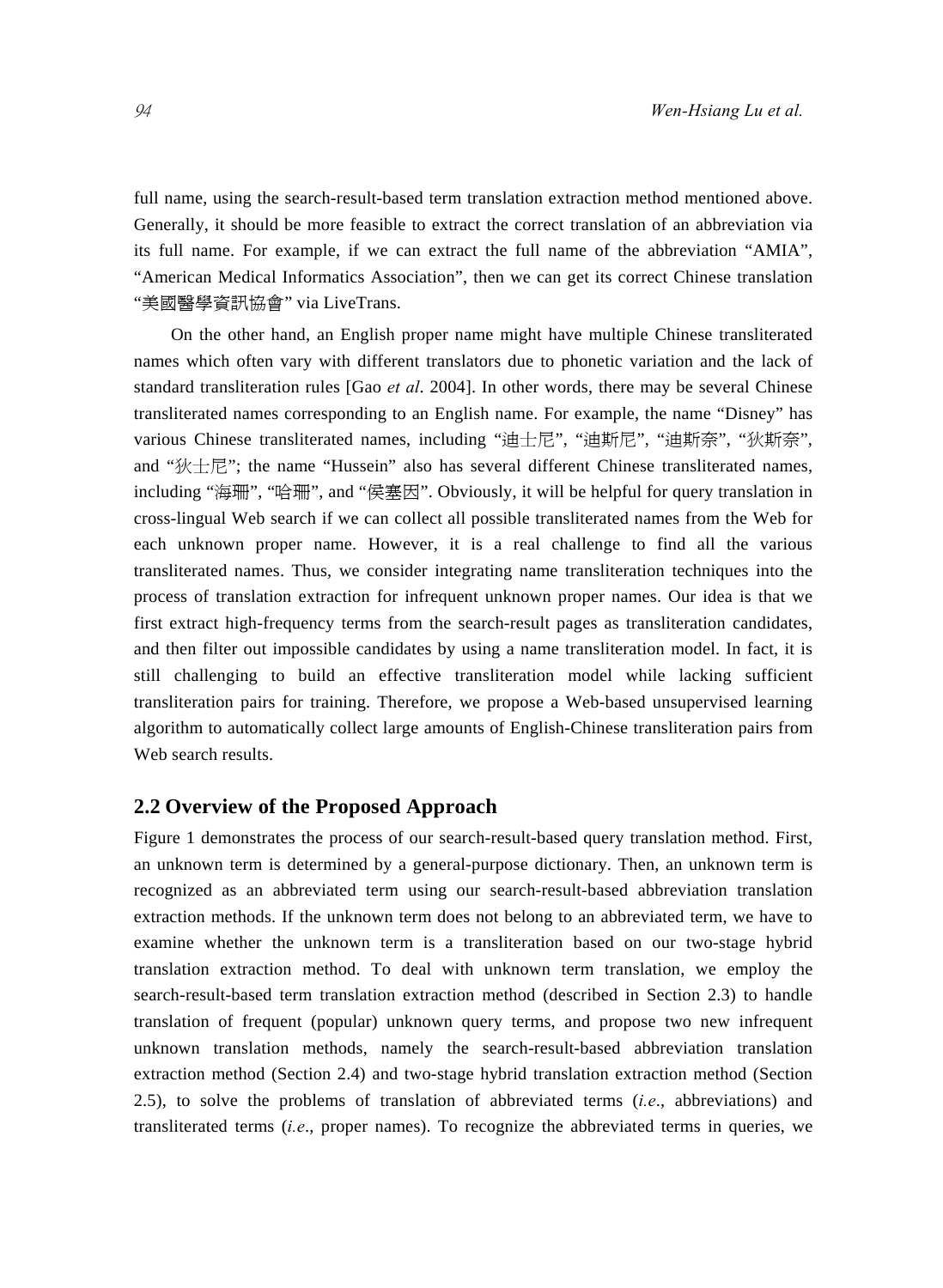full name, using the search-result-based term translation extraction method mentioned above. Generally, it should be more feasible to extract the correct translation of an abbreviation via its full name. For example, if we can extract the full name of the abbreviation "AMIA", "American Medical Informatics Association", then we can get its correct Chinese translation "美國醫學資訊協會" via LiveTrans.

On the other hand, an English proper name might have multiple Chinese transliterated names which often vary with different translators due to phonetic variation and the lack of standard transliteration rules [Gao *et al*. 2004]. In other words, there may be several Chinese transliterated names corresponding to an English name. For example, the name "Disney" has various Chinese transliterated names, including "迪士尼", "迪斯尼", "迪斯奈", "狄斯奈", and "狄士尼"; the name "Hussein" also has several different Chinese transliterated names, including "海珊", "哈珊", and "侯塞因". Obviously, it will be helpful for query translation in cross-lingual Web search if we can collect all possible transliterated names from the Web for each unknown proper name. However, it is a real challenge to find all the various transliterated names. Thus, we consider integrating name transliteration techniques into the process of translation extraction for infrequent unknown proper names. Our idea is that we first extract high-frequency terms from the search-result pages as transliteration candidates, and then filter out impossible candidates by using a name transliteration model. In fact, it is still challenging to build an effective transliteration model while lacking sufficient transliteration pairs for training. Therefore, we propose a Web-based unsupervised learning algorithm to automatically collect large amounts of English-Chinese transliteration pairs from Web search results.

## 2.2 Overview of the Proposed Approach

Figure 1 demonstrates the process of our search-result-based query translation method. First, an unknown term is determined by a general-purpose dictionary. Then, an unknown term is recognized as an abbreviated term using our search-result-based abbreviation translation extraction methods. If the unknown term does not belong to an abbreviated term, we have to examine whether the unknown term is a transliteration based on our two-stage hybrid translation extraction method. To deal with unknown term translation, we employ the search-result-based term translation extraction method (described in Section 2.3) to handle translation of frequent (popular) unknown query terms, and propose two new infrequent unknown translation methods, namely the search-result-based abbreviation translation extraction method (Section 2.4) and two-stage hybrid translation extraction method (Section 2.5), to solve the problems of translation of abbreviated terms (*i.e*., abbreviations) and transliterated terms (*i.e*., proper names). To recognize the abbreviated terms in queries, we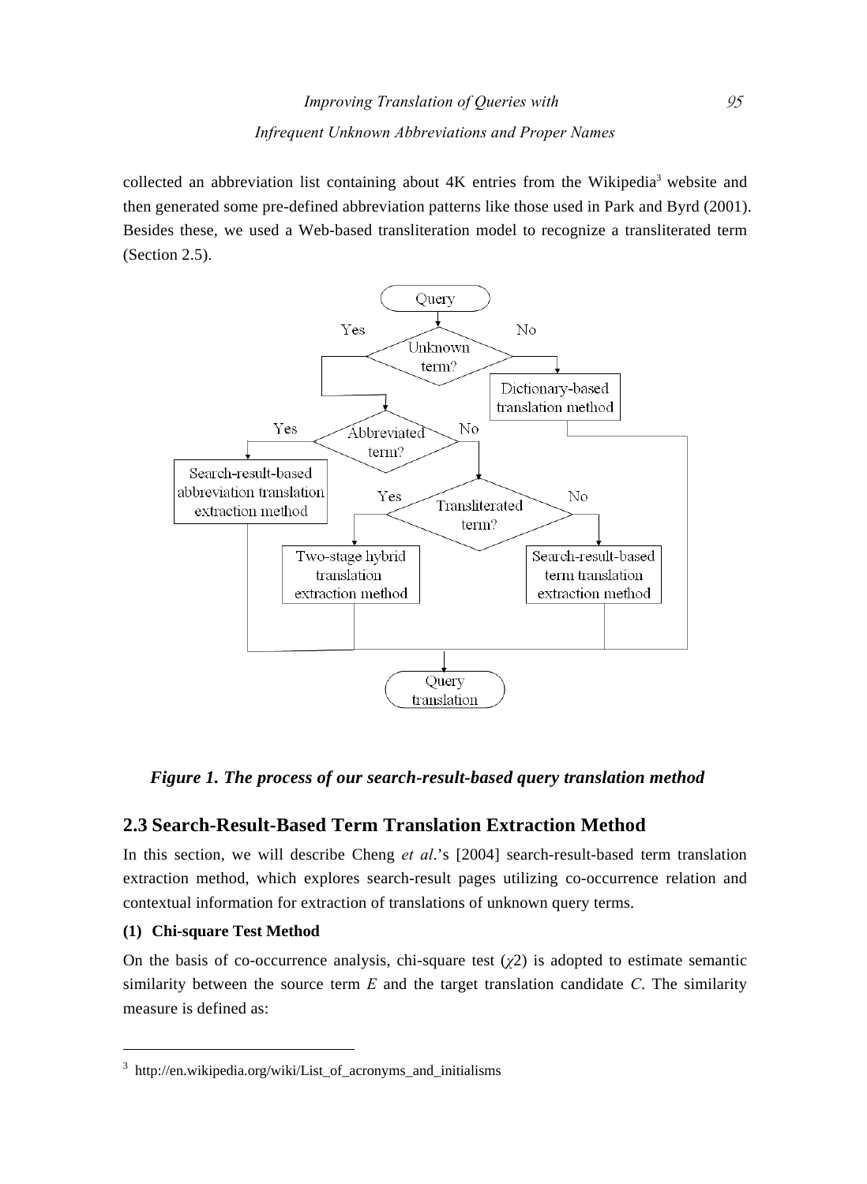collected an abbreviation list containing about 4K entries from the Wikipedia[3] website and then generated some pre-defined abbreviation patterns like those used in Park and Byrd (2001). Besides these, we used a Web-based transliteration model to recognize a transliterated term (Section 2.5).

***Figure 1. The process of our search-result-based query translation method***

## 2.3 Search-Result-Based Term Translation Extraction Method

In this section, we will describe Cheng *et al*.'s [2004] search-result-based term translation extraction method, which explores search-result pages utilizing co-occurrence relation and contextual information for extraction of translations of unknown query terms.

**(1) Chi-square Test Method**

On the basis of co-occurrence analysis, chi-square test ($\chi 2$) is adopted to estimate semantic similarity between the source term $E$ and the target translation candidate $C$. The similarity measure is defined as:

---

[3] http://en.wikipedia.org/wiki/List_of_acronyms_and_initialisms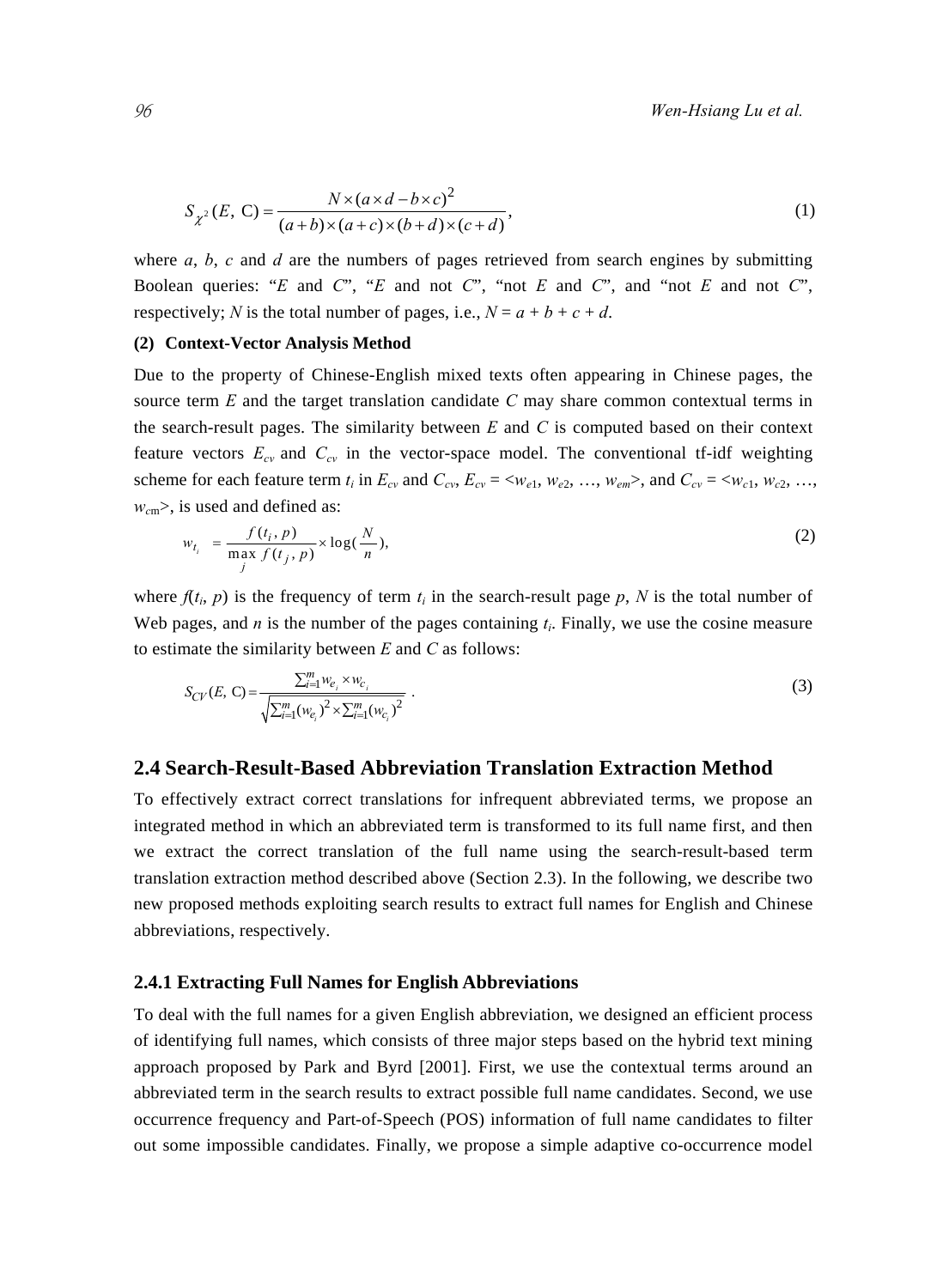$$S_{\chi^2}(E,\ \mathrm{C}) = \frac{N \times (a \times d - b \times c)^2}{(a+b) \times (a+c) \times (b+d) \times (c+d)}, \tag{1}$$

where $a$, $b$, $c$ and $d$ are the numbers of pages retrieved from search engines by submitting Boolean queries: "$E$ and $C$", "$E$ and not $C$", "not $E$ and $C$", and "not $E$ and not $C$", respectively; $N$ is the total number of pages, i.e., $N = a + b + c + d$.

**(2) Context-Vector Analysis Method**

Due to the property of Chinese-English mixed texts often appearing in Chinese pages, the source term $E$ and the target translation candidate $C$ may share common contextual terms in the search-result pages. The similarity between $E$ and $C$ is computed based on their context feature vectors $E_{cv}$ and $C_{cv}$ in the vector-space model. The conventional tf-idf weighting scheme for each feature term $t_i$ in $E_{cv}$ and $C_{cv}$, $E_{cv} = \langle w_{e1}, w_{e2}, \ldots, w_{em} \rangle$, and $C_{cv} = \langle w_{c1}, w_{c2}, \ldots, w_{cm} \rangle$, is used and defined as:

$$w_{t_i} = \frac{f(t_i, p)}{\max_j f(t_j, p)} \times \log\left(\frac{N}{n}\right), \tag{2}$$

where $f(t_i, p)$ is the frequency of term $t_i$ in the search-result page $p$, $N$ is the total number of Web pages, and $n$ is the number of the pages containing $t_i$. Finally, we use the cosine measure to estimate the similarity between $E$ and $C$ as follows:

$$S_{CV}(E,\ \mathrm{C}) = \frac{\sum_{i=1}^{m} w_{e_i} \times w_{c_i}}{\sqrt{\sum_{i=1}^{m} (w_{e_i})^2 \times \sum_{i=1}^{m} (w_{c_i})^2}}\ . \tag{3}$$

## 2.4 Search-Result-Based Abbreviation Translation Extraction Method

To effectively extract correct translations for infrequent abbreviated terms, we propose an integrated method in which an abbreviated term is transformed to its full name first, and then we extract the correct translation of the full name using the search-result-based term translation extraction method described above (Section 2.3). In the following, we describe two new proposed methods exploiting search results to extract full names for English and Chinese abbreviations, respectively.

### 2.4.1 Extracting Full Names for English Abbreviations

To deal with the full names for a given English abbreviation, we designed an efficient process of identifying full names, which consists of three major steps based on the hybrid text mining approach proposed by Park and Byrd [2001]. First, we use the contextual terms around an abbreviated term in the search results to extract possible full name candidates. Second, we use occurrence frequency and Part-of-Speech (POS) information of full name candidates to filter out some impossible candidates. Finally, we propose a simple adaptive co-occurrence model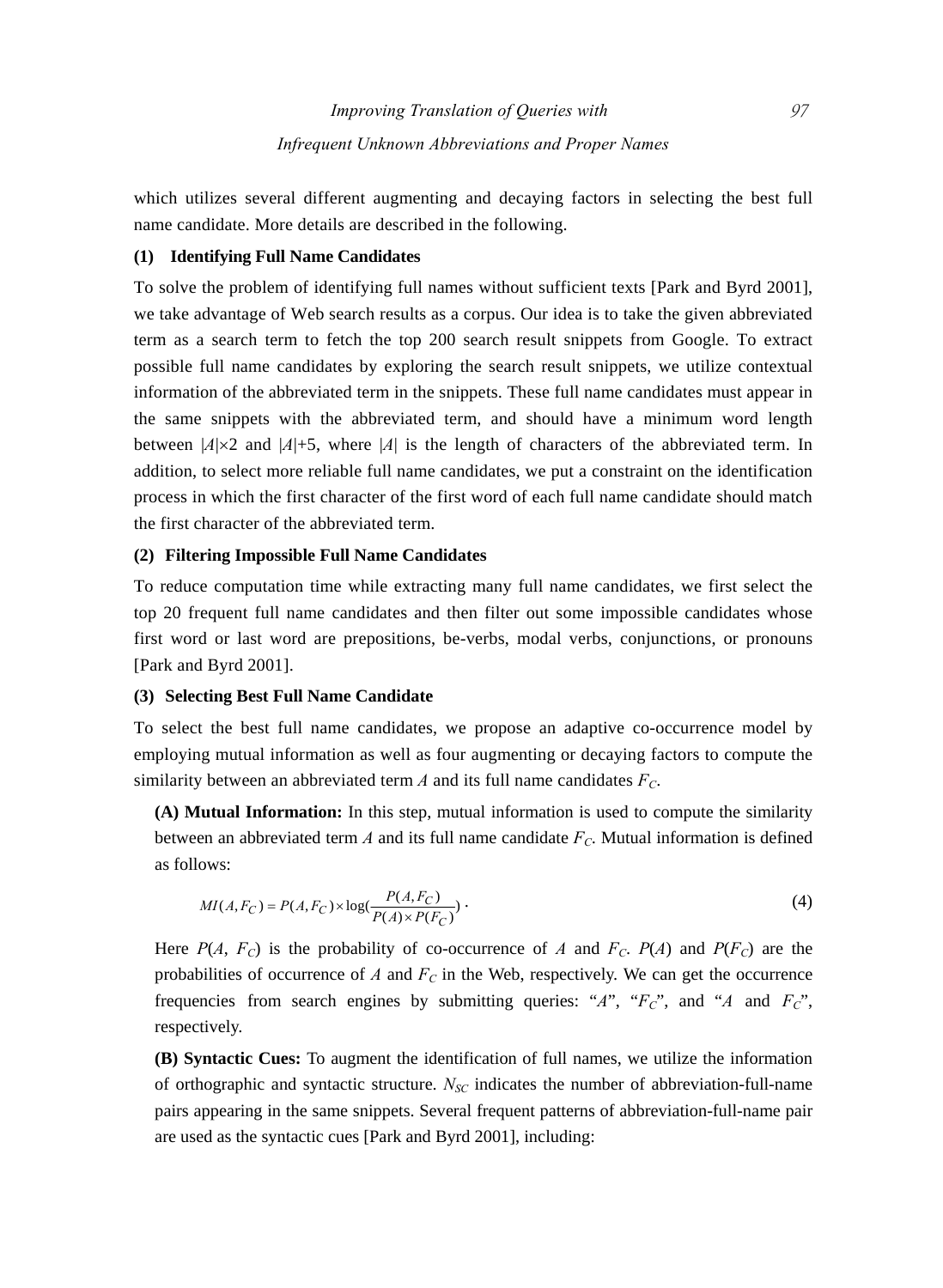which utilizes several different augmenting and decaying factors in selecting the best full name candidate. More details are described in the following.

**(1) Identifying Full Name Candidates**

To solve the problem of identifying full names without sufficient texts [Park and Byrd 2001], we take advantage of Web search results as a corpus. Our idea is to take the given abbreviated term as a search term to fetch the top 200 search result snippets from Google. To extract possible full name candidates by exploring the search result snippets, we utilize contextual information of the abbreviated term in the snippets. These full name candidates must appear in the same snippets with the abbreviated term, and should have a minimum word length between $|A|\times 2$ and $|A|+5$, where $|A|$ is the length of characters of the abbreviated term. In addition, to select more reliable full name candidates, we put a constraint on the identification process in which the first character of the first word of each full name candidate should match the first character of the abbreviated term.

**(2) Filtering Impossible Full Name Candidates**

To reduce computation time while extracting many full name candidates, we first select the top 20 frequent full name candidates and then filter out some impossible candidates whose first word or last word are prepositions, be-verbs, modal verbs, conjunctions, or pronouns [Park and Byrd 2001].

**(3) Selecting Best Full Name Candidate**

To select the best full name candidates, we propose an adaptive co-occurrence model by employing mutual information as well as four augmenting or decaying factors to compute the similarity between an abbreviated term $A$ and its full name candidates $F_C$.

**(A) Mutual Information:** In this step, mutual information is used to compute the similarity between an abbreviated term $A$ and its full name candidate $F_C$. Mutual information is defined as follows:

$$MI(A, F_C) = P(A, F_C) \times \log\left(\frac{P(A, F_C)}{P(A) \times P(F_C)}\right). \tag{4}$$

Here $P(A, F_C)$ is the probability of co-occurrence of $A$ and $F_C$. $P(A)$ and $P(F_C)$ are the probabilities of occurrence of $A$ and $F_C$ in the Web, respectively. We can get the occurrence frequencies from search engines by submitting queries: "$A$", "$F_C$", and "$A$ and $F_C$", respectively.

**(B) Syntactic Cues:** To augment the identification of full names, we utilize the information of orthographic and syntactic structure. $N_{SC}$ indicates the number of abbreviation-full-name pairs appearing in the same snippets. Several frequent patterns of abbreviation-full-name pair are used as the syntactic cues [Park and Byrd 2001], including: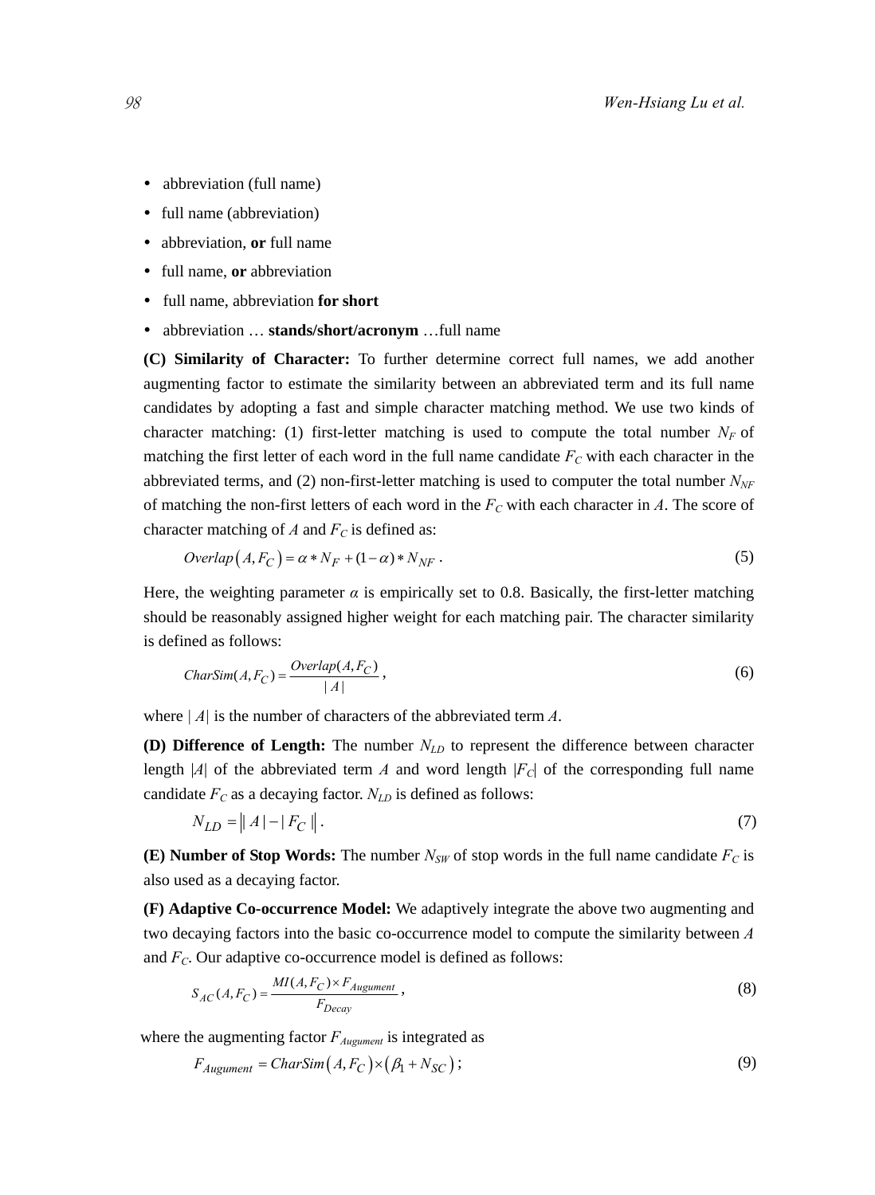- abbreviation (full name)
- full name (abbreviation)
- abbreviation, **or** full name
- full name, **or** abbreviation
- full name, abbreviation **for short**
- abbreviation … **stands/short/acronym** …full name

**(C) Similarity of Character:** To further determine correct full names, we add another augmenting factor to estimate the similarity between an abbreviated term and its full name candidates by adopting a fast and simple character matching method. We use two kinds of character matching: (1) first-letter matching is used to compute the total number $N_F$ of matching the first letter of each word in the full name candidate $F_C$ with each character in the abbreviated terms, and (2) non-first-letter matching is used to computer the total number $N_{NF}$ of matching the non-first letters of each word in the $F_C$ with each character in $A$. The score of character matching of $A$ and $F_C$ is defined as:

$$Overlap\left(A, F_C\right) = \alpha * N_F + (1-\alpha) * N_{NF} \ . \tag{5}$$

Here, the weighting parameter $\alpha$ is empirically set to 0.8. Basically, the first-letter matching should be reasonably assigned higher weight for each matching pair. The character similarity is defined as follows:

$$CharSim(A, F_C) = \frac{Overlap(A, F_C)}{|A|} \ , \tag{6}$$

where $|A|$ is the number of characters of the abbreviated term $A$.

**(D) Difference of Length:** The number $N_{LD}$ to represent the difference between character length $|A|$ of the abbreviated term $A$ and word length $|F_C|$ of the corresponding full name candidate $F_C$ as a decaying factor. $N_{LD}$ is defined as follows:

$$N_{LD} = \left\| A| - |F_C \right\| . \tag{7}$$

**(E) Number of Stop Words:** The number $N_{SW}$ of stop words in the full name candidate $F_C$ is also used as a decaying factor.

**(F) Adaptive Co-occurrence Model:** We adaptively integrate the above two augmenting and two decaying factors into the basic co-occurrence model to compute the similarity between $A$ and $F_C$. Our adaptive co-occurrence model is defined as follows:

$$S_{AC}(A, F_C) = \frac{MI(A, F_C) \times F_{Augument}}{F_{Decay}} \ , \tag{8}$$

where the augmenting factor $F_{Augument}$ is integrated as

$$F_{Augument} = CharSim\left(A, F_C\right) \times \left(\beta_1 + N_{SC}\right) ; \tag{9}$$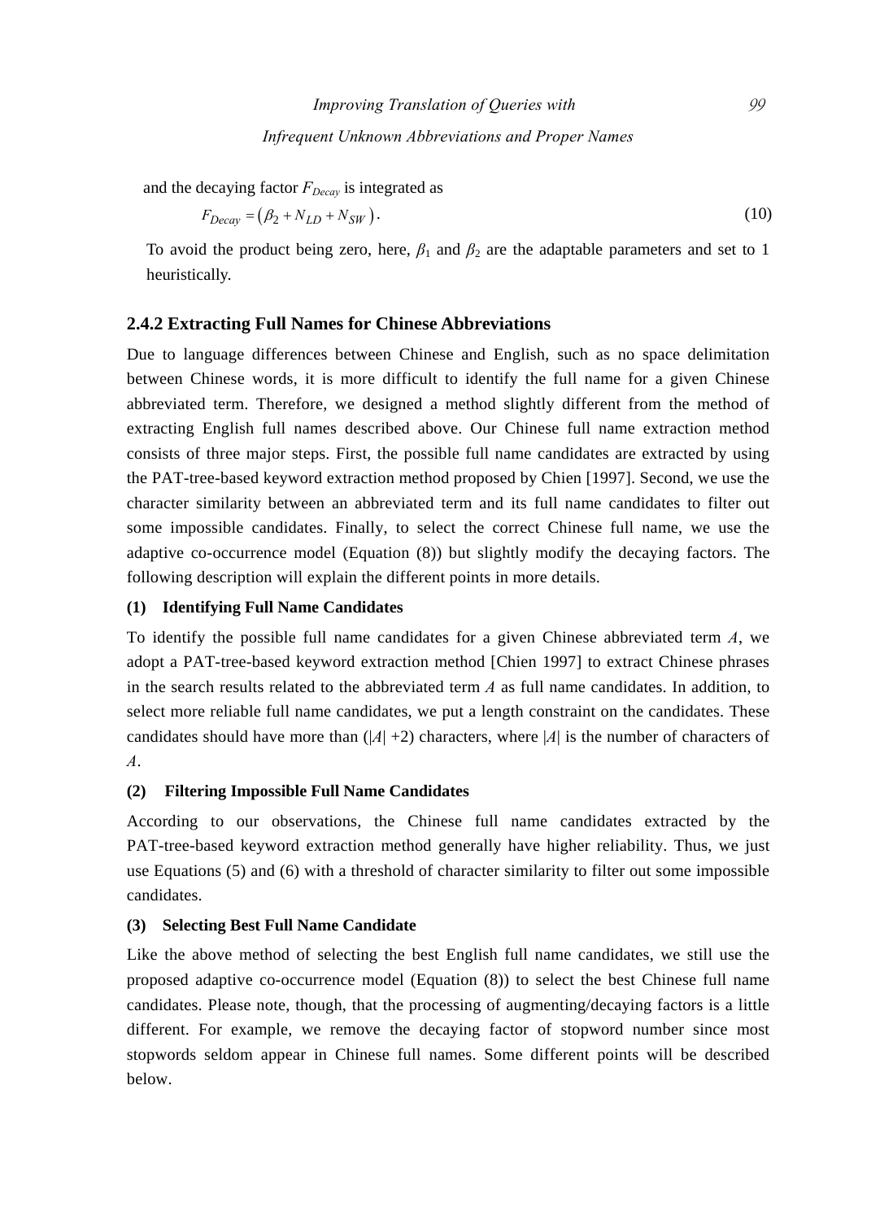and the decaying factor $F_{Decay}$ is integrated as

$$F_{Decay} = \left(\beta_2 + N_{LD} + N_{SW}\right). \tag{10}$$

To avoid the product being zero, here, $\beta_1$ and $\beta_2$ are the adaptable parameters and set to 1 heuristically.

### 2.4.2 Extracting Full Names for Chinese Abbreviations

Due to language differences between Chinese and English, such as no space delimitation between Chinese words, it is more difficult to identify the full name for a given Chinese abbreviated term. Therefore, we designed a method slightly different from the method of extracting English full names described above. Our Chinese full name extraction method consists of three major steps. First, the possible full name candidates are extracted by using the PAT-tree-based keyword extraction method proposed by Chien [1997]. Second, we use the character similarity between an abbreviated term and its full name candidates to filter out some impossible candidates. Finally, to select the correct Chinese full name, we use the adaptive co-occurrence model (Equation (8)) but slightly modify the decaying factors. The following description will explain the different points in more details.

**(1) Identifying Full Name Candidates**

To identify the possible full name candidates for a given Chinese abbreviated term $A$, we adopt a PAT-tree-based keyword extraction method [Chien 1997] to extract Chinese phrases in the search results related to the abbreviated term $A$ as full name candidates. In addition, to select more reliable full name candidates, we put a length constraint on the candidates. These candidates should have more than ($|A|$ +2) characters, where $|A|$ is the number of characters of $A$.

**(2) Filtering Impossible Full Name Candidates**

According to our observations, the Chinese full name candidates extracted by the PAT-tree-based keyword extraction method generally have higher reliability. Thus, we just use Equations (5) and (6) with a threshold of character similarity to filter out some impossible candidates.

**(3) Selecting Best Full Name Candidate**

Like the above method of selecting the best English full name candidates, we still use the proposed adaptive co-occurrence model (Equation (8)) to select the best Chinese full name candidates. Please note, though, that the processing of augmenting/decaying factors is a little different. For example, we remove the decaying factor of stopword number since most stopwords seldom appear in Chinese full names. Some different points will be described below.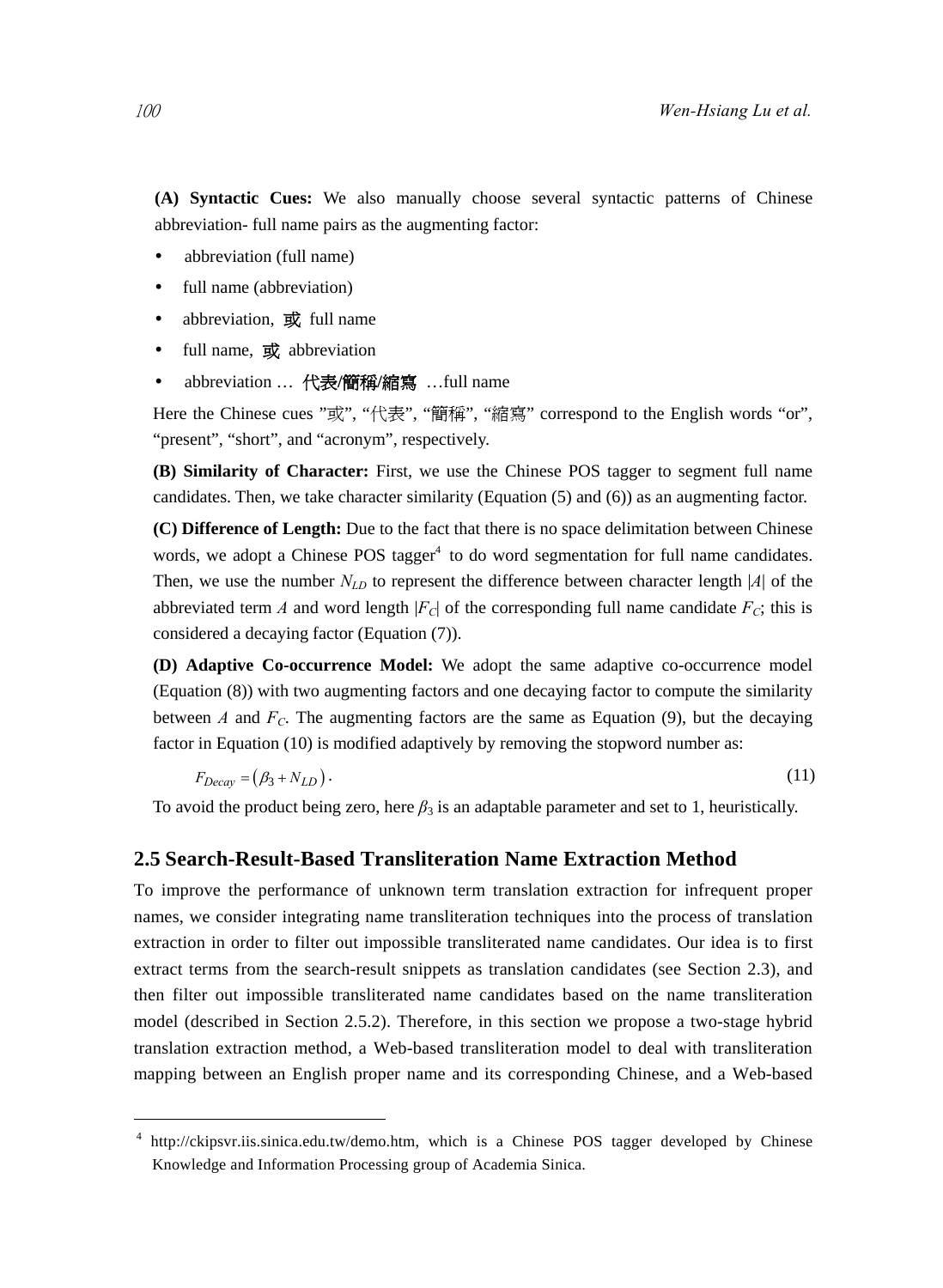**(A) Syntactic Cues:** We also manually choose several syntactic patterns of Chinese abbreviation- full name pairs as the augmenting factor:

- abbreviation (full name)
- full name (abbreviation)
- abbreviation, 或 full name
- full name, 或 abbreviation
- abbreviation … 代表/簡稱/縮寫 …full name

Here the Chinese cues "或", "代表", "簡稱", "縮寫" correspond to the English words "or", "present", "short", and "acronym", respectively.

**(B) Similarity of Character:** First, we use the Chinese POS tagger to segment full name candidates. Then, we take character similarity (Equation (5) and (6)) as an augmenting factor.

**(C) Difference of Length:** Due to the fact that there is no space delimitation between Chinese words, we adopt a Chinese POS tagger[4] to do word segmentation for full name candidates. Then, we use the number $N_{LD}$ to represent the difference between character length $|A|$ of the abbreviated term $A$ and word length $|F_C|$ of the corresponding full name candidate $F_C$; this is considered a decaying factor (Equation (7)).

**(D) Adaptive Co-occurrence Model:** We adopt the same adaptive co-occurrence model (Equation (8)) with two augmenting factors and one decaying factor to compute the similarity between $A$ and $F_C$. The augmenting factors are the same as Equation (9), but the decaying factor in Equation (10) is modified adaptively by removing the stopword number as:

$$F_{Decay} = (\beta_3 + N_{LD}) \, . \tag{11}$$

To avoid the product being zero, here $\beta_3$ is an adaptable parameter and set to 1, heuristically.

## 2.5 Search-Result-Based Transliteration Name Extraction Method

To improve the performance of unknown term translation extraction for infrequent proper names, we consider integrating name transliteration techniques into the process of translation extraction in order to filter out impossible transliterated name candidates. Our idea is to first extract terms from the search-result snippets as translation candidates (see Section 2.3), and then filter out impossible transliterated name candidates based on the name transliteration model (described in Section 2.5.2). Therefore, in this section we propose a two-stage hybrid translation extraction method, a Web-based transliteration model to deal with transliteration mapping between an English proper name and its corresponding Chinese, and a Web-based

---

[4] http://ckipsvr.iis.sinica.edu.tw/demo.htm, which is a Chinese POS tagger developed by Chinese Knowledge and Information Processing group of Academia Sinica.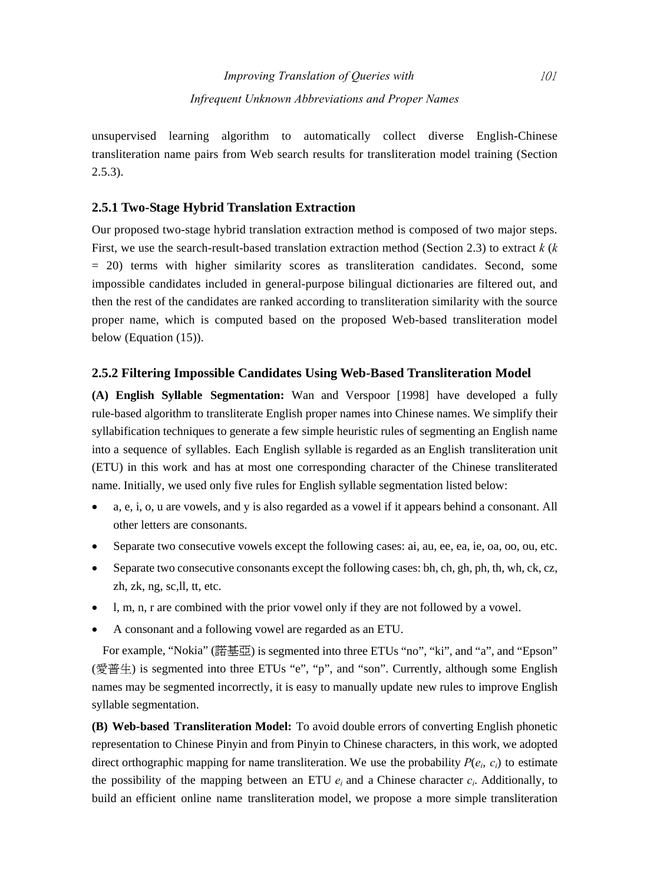unsupervised learning algorithm to automatically collect diverse English-Chinese transliteration name pairs from Web search results for transliteration model training (Section 2.5.3).

### 2.5.1 Two-Stage Hybrid Translation Extraction

Our proposed two-stage hybrid translation extraction method is composed of two major steps. First, we use the search-result-based translation extraction method (Section 2.3) to extract $k$ ($k = 20$) terms with higher similarity scores as transliteration candidates. Second, some impossible candidates included in general-purpose bilingual dictionaries are filtered out, and then the rest of the candidates are ranked according to transliteration similarity with the source proper name, which is computed based on the proposed Web-based transliteration model below (Equation (15)).

### 2.5.2 Filtering Impossible Candidates Using Web-Based Transliteration Model

**(A) English Syllable Segmentation:** Wan and Verspoor [1998] have developed a fully rule-based algorithm to transliterate English proper names into Chinese names. We simplify their syllabification techniques to generate a few simple heuristic rules of segmenting an English name into a sequence of syllables. Each English syllable is regarded as an English transliteration unit (ETU) in this work and has at most one corresponding character of the Chinese transliterated name. Initially, we used only five rules for English syllable segmentation listed below:

- a, e, i, o, u are vowels, and y is also regarded as a vowel if it appears behind a consonant. All other letters are consonants.
- Separate two consecutive vowels except the following cases: ai, au, ee, ea, ie, oa, oo, ou, etc.
- Separate two consecutive consonants except the following cases: bh, ch, gh, ph, th, wh, ck, cz, zh, zk, ng, sc,ll, tt, etc.
- l, m, n, r are combined with the prior vowel only if they are not followed by a vowel.
- A consonant and a following vowel are regarded as an ETU.

For example, "Nokia" (諾基亞) is segmented into three ETUs "no", "ki", and "a", and "Epson" (愛普生) is segmented into three ETUs "e", "p", and "son". Currently, although some English names may be segmented incorrectly, it is easy to manually update new rules to improve English syllable segmentation.

**(B) Web-based Transliteration Model:** To avoid double errors of converting English phonetic representation to Chinese Pinyin and from Pinyin to Chinese characters, in this work, we adopted direct orthographic mapping for name transliteration. We use the probability $P(e_i, c_i)$ to estimate the possibility of the mapping between an ETU $e_i$ and a Chinese character $c_i$. Additionally, to build an efficient online name transliteration model, we propose a more simple transliteration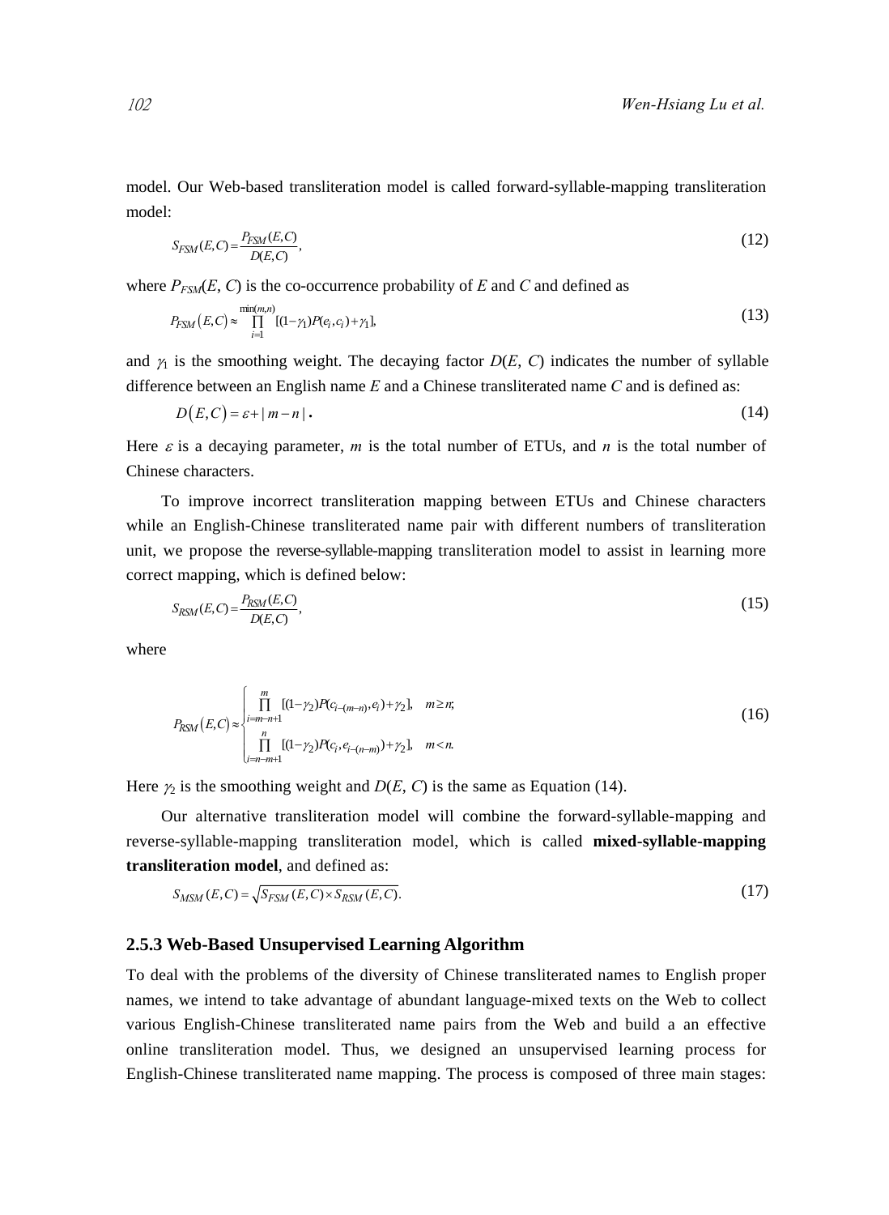model. Our Web-based transliteration model is called forward-syllable-mapping transliteration model:

$$S_{FSM}(E,C)=\frac{P_{FSM}(E,C)}{D(E,C)}, \tag{12}$$

where $P_{FSM}(E, C)$ is the co-occurrence probability of $E$ and $C$ and defined as

$$P_{FSM}\left(E,C\right)\approx\prod_{i=1}^{\min(m,n)}[(1-\gamma_1)P(e_i,c_i)+\gamma_1], \tag{13}$$

and $\gamma_1$ is the smoothing weight. The decaying factor $D(E, C)$ indicates the number of syllable difference between an English name $E$ and a Chinese transliterated name $C$ and is defined as:

$$D\left(E,C\right)=\varepsilon+|\,m-n\,|\,. \tag{14}$$

Here $\varepsilon$ is a decaying parameter, $m$ is the total number of ETUs, and $n$ is the total number of Chinese characters.

To improve incorrect transliteration mapping between ETUs and Chinese characters while an English-Chinese transliterated name pair with different numbers of transliteration unit, we propose the reverse-syllable-mapping transliteration model to assist in learning more correct mapping, which is defined below:

$$S_{RSM}(E,C)=\frac{P_{RSM}(E,C)}{D(E,C)}, \tag{15}$$

where

$$P_{RSM}\left(E,C\right)\approx\begin{cases}\displaystyle\prod_{i=m-n+1}^{m}[(1-\gamma_2)P(c_{i-(m-n)},e_i)+\gamma_2], & m\geq n;\\ \displaystyle\prod_{i=n-m+1}^{n}[(1-\gamma_2)P(c_i,e_{i-(n-m)})+\gamma_2], & m<n.\end{cases} \tag{16}$$

Here $\gamma_2$ is the smoothing weight and $D(E, C)$ is the same as Equation (14).

Our alternative transliteration model will combine the forward-syllable-mapping and reverse-syllable-mapping transliteration model, which is called **mixed-syllable-mapping transliteration model**, and defined as:

$$S_{MSM}(E,C)=\sqrt{S_{FSM}(E,C)\times S_{RSM}(E,C)}. \tag{17}$$

### 2.5.3 Web-Based Unsupervised Learning Algorithm

To deal with the problems of the diversity of Chinese transliterated names to English proper names, we intend to take advantage of abundant language-mixed texts on the Web to collect various English-Chinese transliterated name pairs from the Web and build a an effective online transliteration model. Thus, we designed an unsupervised learning process for English-Chinese transliterated name mapping. The process is composed of three main stages: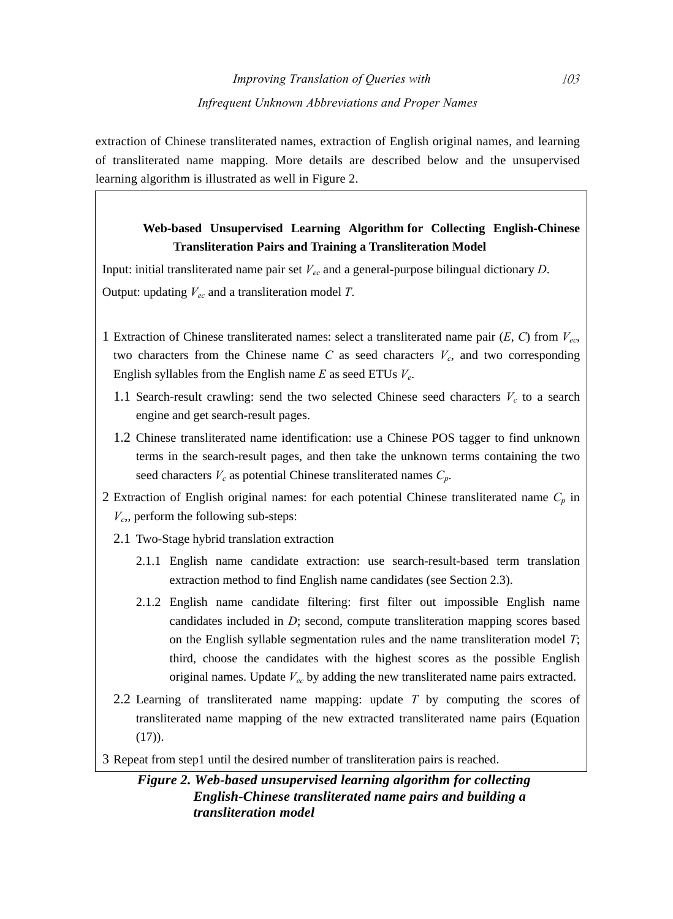extraction of Chinese transliterated names, extraction of English original names, and learning of transliterated name mapping. More details are described below and the unsupervised learning algorithm is illustrated as well in Figure 2.

**Web-based Unsupervised Learning Algorithm for Collecting English-Chinese Transliteration Pairs and Training a Transliteration Model**

Input: initial transliterated name pair set $V_{ec}$ and a general-purpose bilingual dictionary *D*.

Output: updating $V_{ec}$ and a transliteration model *T*.

1 Extraction of Chinese transliterated names: select a transliterated name pair (*E*, *C*) from $V_{ec}$, two characters from the Chinese name *C* as seed characters $V_c$, and two corresponding English syllables from the English name *E* as seed ETUs $V_e$.

  1.1 Search-result crawling: send the two selected Chinese seed characters $V_c$ to a search engine and get search-result pages.

  1.2 Chinese transliterated name identification: use a Chinese POS tagger to find unknown terms in the search-result pages, and then take the unknown terms containing the two seed characters $V_c$ as potential Chinese transliterated names $C_p$.

2 Extraction of English original names: for each potential Chinese transliterated name $C_p$ in $V_c$,, perform the following sub-steps:

  2.1 Two-Stage hybrid translation extraction

    2.1.1 English name candidate extraction: use search-result-based term translation extraction method to find English name candidates (see Section 2.3).

    2.1.2 English name candidate filtering: first filter out impossible English name candidates included in *D*; second, compute transliteration mapping scores based on the English syllable segmentation rules and the name transliteration model *T*; third, choose the candidates with the highest scores as the possible English original names. Update $V_{ec}$ by adding the new transliterated name pairs extracted.

  2.2 Learning of transliterated name mapping: update *T* by computing the scores of transliterated name mapping of the new extracted transliterated name pairs (Equation (17)).

3 Repeat from step1 until the desired number of transliteration pairs is reached.

***Figure 2. Web-based unsupervised learning algorithm for collecting English-Chinese transliterated name pairs and building a transliteration model***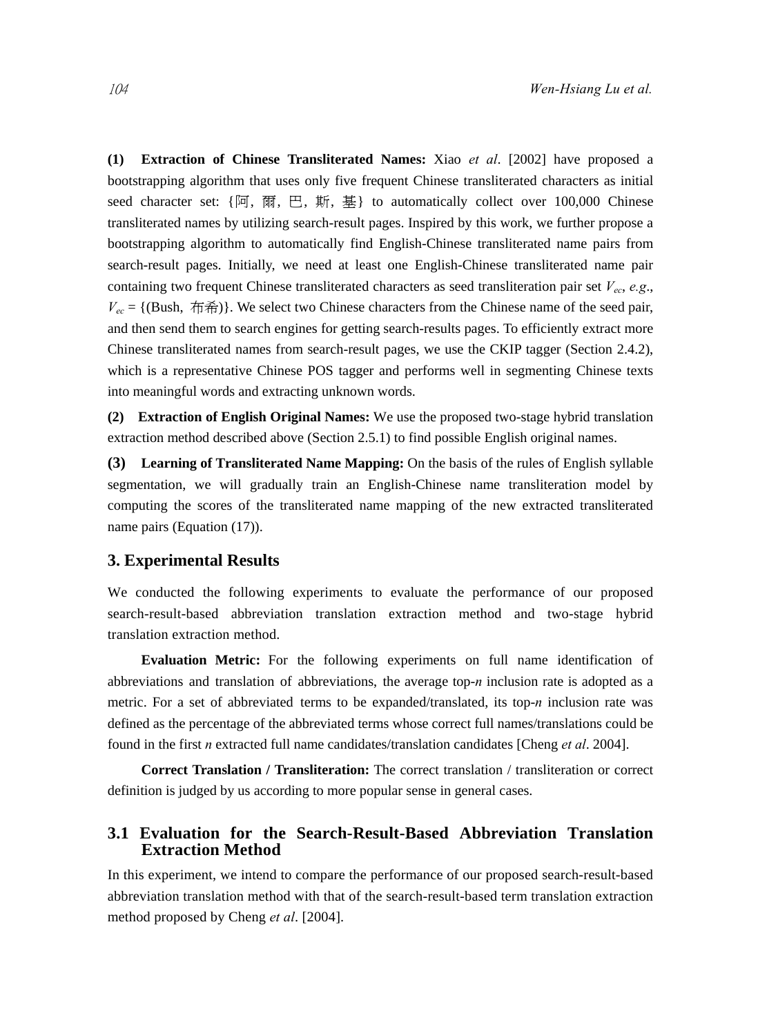**(1) Extraction of Chinese Transliterated Names:** Xiao *et al*. [2002] have proposed a bootstrapping algorithm that uses only five frequent Chinese transliterated characters as initial seed character set: {阿, 爾, 巴, 斯, 基} to automatically collect over 100,000 Chinese transliterated names by utilizing search-result pages. Inspired by this work, we further propose a bootstrapping algorithm to automatically find English-Chinese transliterated name pairs from search-result pages. Initially, we need at least one English-Chinese transliterated name pair containing two frequent Chinese transliterated characters as seed transliteration pair set $V_{ec}$, *e.g*., $V_{ec}$ = {(Bush, 布希)}. We select two Chinese characters from the Chinese name of the seed pair, and then send them to search engines for getting search-results pages. To efficiently extract more Chinese transliterated names from search-result pages, we use the CKIP tagger (Section 2.4.2), which is a representative Chinese POS tagger and performs well in segmenting Chinese texts into meaningful words and extracting unknown words.

**(2) Extraction of English Original Names:** We use the proposed two-stage hybrid translation extraction method described above (Section 2.5.1) to find possible English original names.

**(3) Learning of Transliterated Name Mapping:** On the basis of the rules of English syllable segmentation, we will gradually train an English-Chinese name transliteration model by computing the scores of the transliterated name mapping of the new extracted transliterated name pairs (Equation (17)).

## 3. Experimental Results

We conducted the following experiments to evaluate the performance of our proposed search-result-based abbreviation translation extraction method and two-stage hybrid translation extraction method.

**Evaluation Metric:** For the following experiments on full name identification of abbreviations and translation of abbreviations, the average top-*n* inclusion rate is adopted as a metric. For a set of abbreviated terms to be expanded/translated, its top-*n* inclusion rate was defined as the percentage of the abbreviated terms whose correct full names/translations could be found in the first *n* extracted full name candidates/translation candidates [Cheng *et al*. 2004].

**Correct Translation / Transliteration:** The correct translation / transliteration or correct definition is judged by us according to more popular sense in general cases.

### 3.1 Evaluation for the Search-Result-Based Abbreviation Translation Extraction Method

In this experiment, we intend to compare the performance of our proposed search-result-based abbreviation translation method with that of the search-result-based term translation extraction method proposed by Cheng *et al*. [2004].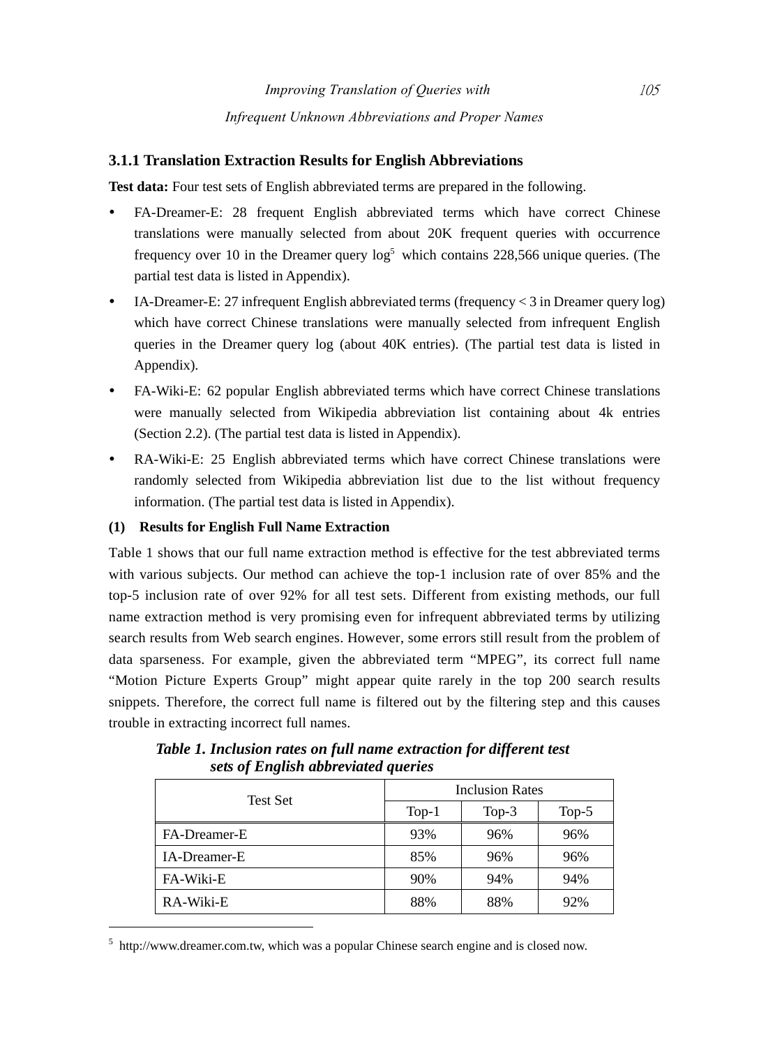### 3.1.1 Translation Extraction Results for English Abbreviations

**Test data:** Four test sets of English abbreviated terms are prepared in the following.

- FA-Dreamer-E: 28 frequent English abbreviated terms which have correct Chinese translations were manually selected from about 20K frequent queries with occurrence frequency over 10 in the Dreamer query log[5] which contains 228,566 unique queries. (The partial test data is listed in Appendix).
- IA-Dreamer-E: 27 infrequent English abbreviated terms (frequency < 3 in Dreamer query log) which have correct Chinese translations were manually selected from infrequent English queries in the Dreamer query log (about 40K entries). (The partial test data is listed in Appendix).
- FA-Wiki-E: 62 popular English abbreviated terms which have correct Chinese translations were manually selected from Wikipedia abbreviation list containing about 4k entries (Section 2.2). (The partial test data is listed in Appendix).
- RA-Wiki-E: 25 English abbreviated terms which have correct Chinese translations were randomly selected from Wikipedia abbreviation list due to the list without frequency information. (The partial test data is listed in Appendix).

**(1) Results for English Full Name Extraction**

Table 1 shows that our full name extraction method is effective for the test abbreviated terms with various subjects. Our method can achieve the top-1 inclusion rate of over 85% and the top-5 inclusion rate of over 92% for all test sets. Different from existing methods, our full name extraction method is very promising even for infrequent abbreviated terms by utilizing search results from Web search engines. However, some errors still result from the problem of data sparseness. For example, given the abbreviated term "MPEG", its correct full name "Motion Picture Experts Group" might appear quite rarely in the top 200 search results snippets. Therefore, the correct full name is filtered out by the filtering step and this causes trouble in extracting incorrect full names.

***Table 1. Inclusion rates on full name extraction for different test sets of English abbreviated queries***

| Test Set | Inclusion Rates | | |
|---|---|---|---|
| | Top-1 | Top-3 | Top-5 |
| FA-Dreamer-E | 93% | 96% | 96% |
| IA-Dreamer-E | 85% | 96% | 96% |
| FA-Wiki-E | 90% | 94% | 94% |
| RA-Wiki-E | 88% | 88% | 92% |

[5] http://www.dreamer.com.tw, which was a popular Chinese search engine and is closed now.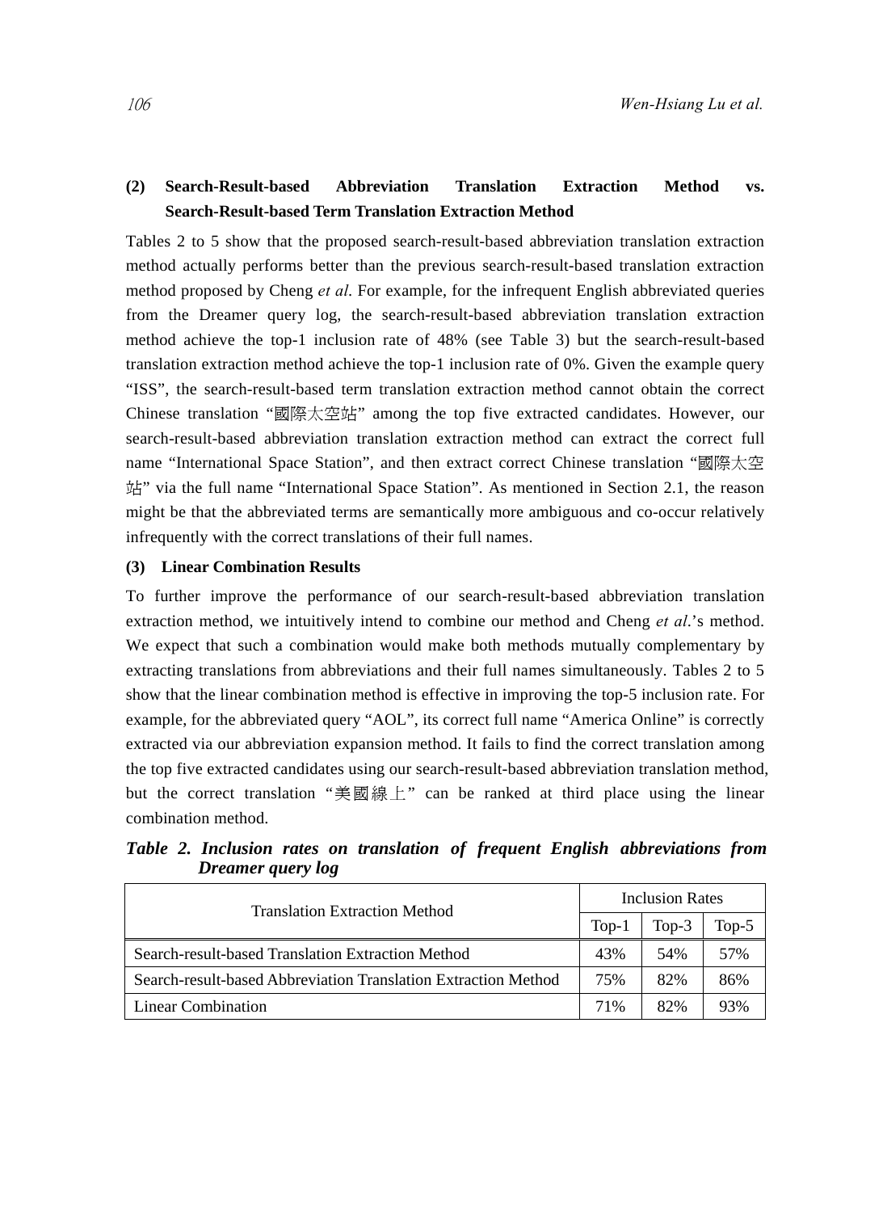**(2) Search-Result-based Abbreviation Translation Extraction Method vs. Search-Result-based Term Translation Extraction Method**

Tables 2 to 5 show that the proposed search-result-based abbreviation translation extraction method actually performs better than the previous search-result-based translation extraction method proposed by Cheng *et al.* For example, for the infrequent English abbreviated queries from the Dreamer query log, the search-result-based abbreviation translation extraction method achieve the top-1 inclusion rate of 48% (see Table 3) but the search-result-based translation extraction method achieve the top-1 inclusion rate of 0%. Given the example query "ISS", the search-result-based term translation extraction method cannot obtain the correct Chinese translation "國際太空站" among the top five extracted candidates. However, our search-result-based abbreviation translation extraction method can extract the correct full name "International Space Station", and then extract correct Chinese translation "國際太空站" via the full name "International Space Station". As mentioned in Section 2.1, the reason might be that the abbreviated terms are semantically more ambiguous and co-occur relatively infrequently with the correct translations of their full names.

**(3) Linear Combination Results**

To further improve the performance of our search-result-based abbreviation translation extraction method, we intuitively intend to combine our method and Cheng *et al.*'s method. We expect that such a combination would make both methods mutually complementary by extracting translations from abbreviations and their full names simultaneously. Tables 2 to 5 show that the linear combination method is effective in improving the top-5 inclusion rate. For example, for the abbreviated query "AOL", its correct full name "America Online" is correctly extracted via our abbreviation expansion method. It fails to find the correct translation among the top five extracted candidates using our search-result-based abbreviation translation method, but the correct translation "美國線上" can be ranked at third place using the linear combination method.

***Table 2. Inclusion rates on translation of frequent English abbreviations from Dreamer query log***

| Translation Extraction Method | Inclusion Rates | | |
|---|---|---|---|
| | Top-1 | Top-3 | Top-5 |
| Search-result-based Translation Extraction Method | 43% | 54% | 57% |
| Search-result-based Abbreviation Translation Extraction Method | 75% | 82% | 86% |
| Linear Combination | 71% | 82% | 93% |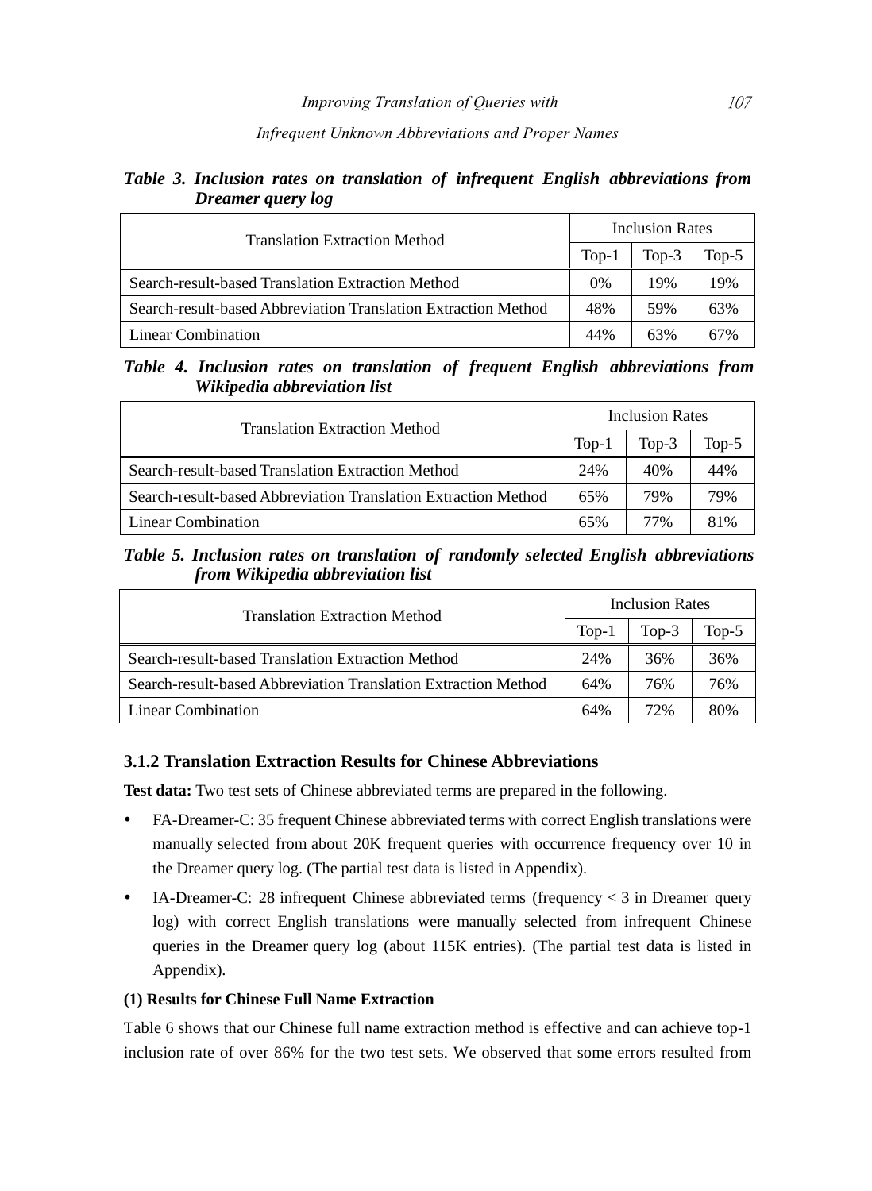***Table 3. Inclusion rates on translation of infrequent English abbreviations from Dreamer query log***

| Translation Extraction Method | Inclusion Rates | | |
|---|---|---|---|
| | Top-1 | Top-3 | Top-5 |
| Search-result-based Translation Extraction Method | 0% | 19% | 19% |
| Search-result-based Abbreviation Translation Extraction Method | 48% | 59% | 63% |
| Linear Combination | 44% | 63% | 67% |

***Table 4. Inclusion rates on translation of frequent English abbreviations from Wikipedia abbreviation list***

| Translation Extraction Method | Inclusion Rates | | |
|---|---|---|---|
| | Top-1 | Top-3 | Top-5 |
| Search-result-based Translation Extraction Method | 24% | 40% | 44% |
| Search-result-based Abbreviation Translation Extraction Method | 65% | 79% | 79% |
| Linear Combination | 65% | 77% | 81% |

***Table 5. Inclusion rates on translation of randomly selected English abbreviations from Wikipedia abbreviation list***

| Translation Extraction Method | Inclusion Rates | | |
|---|---|---|---|
| | Top-1 | Top-3 | Top-5 |
| Search-result-based Translation Extraction Method | 24% | 36% | 36% |
| Search-result-based Abbreviation Translation Extraction Method | 64% | 76% | 76% |
| Linear Combination | 64% | 72% | 80% |

### 3.1.2 Translation Extraction Results for Chinese Abbreviations

**Test data:** Two test sets of Chinese abbreviated terms are prepared in the following.

- FA-Dreamer-C: 35 frequent Chinese abbreviated terms with correct English translations were manually selected from about 20K frequent queries with occurrence frequency over 10 in the Dreamer query log. (The partial test data is listed in Appendix).
- IA-Dreamer-C: 28 infrequent Chinese abbreviated terms (frequency < 3 in Dreamer query log) with correct English translations were manually selected from infrequent Chinese queries in the Dreamer query log (about 115K entries). (The partial test data is listed in Appendix).

**(1) Results for Chinese Full Name Extraction**

Table 6 shows that our Chinese full name extraction method is effective and can achieve top-1 inclusion rate of over 86% for the two test sets. We observed that some errors resulted from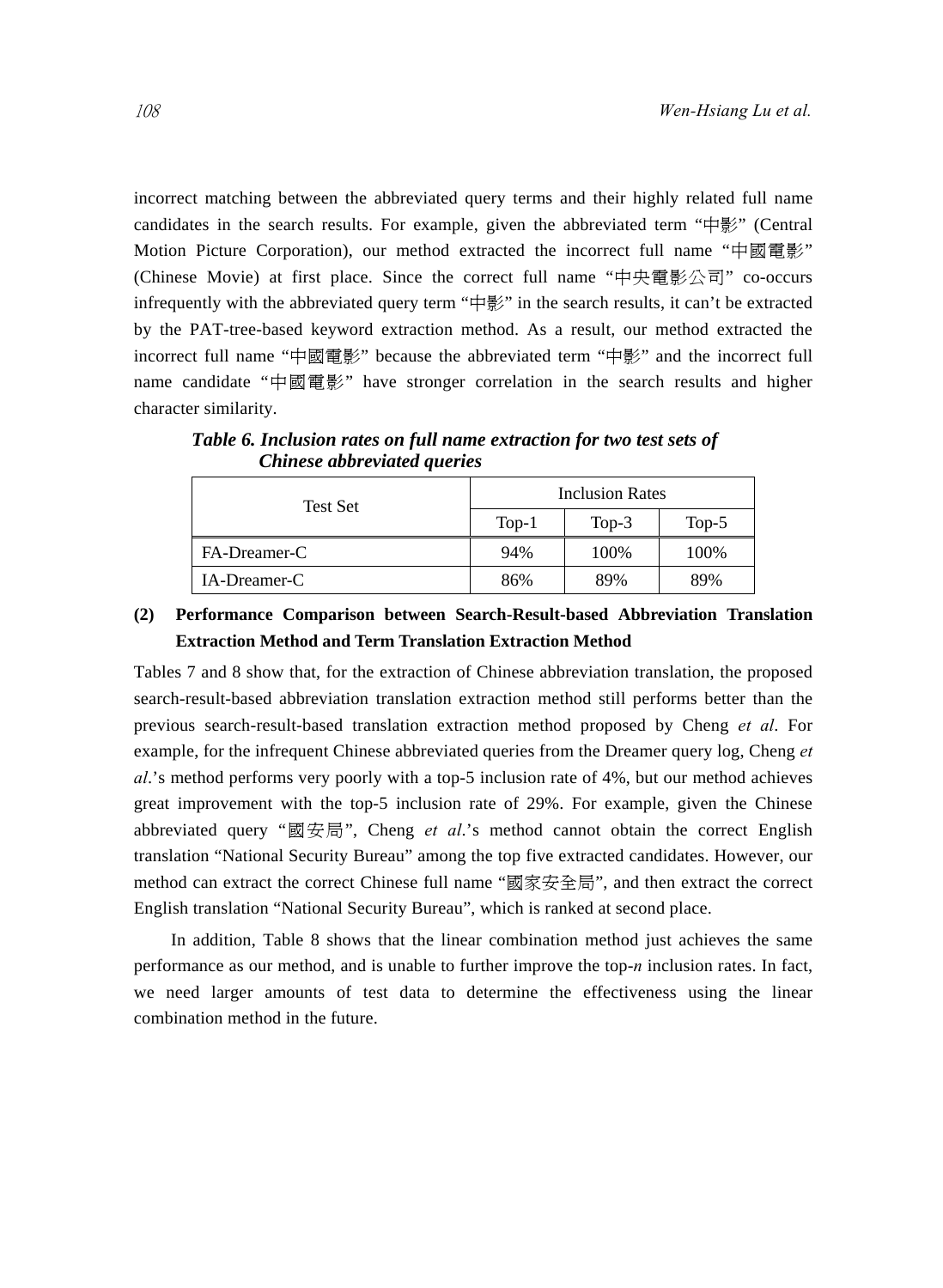incorrect matching between the abbreviated query terms and their highly related full name candidates in the search results. For example, given the abbreviated term "中影" (Central Motion Picture Corporation), our method extracted the incorrect full name "中國電影" (Chinese Movie) at first place. Since the correct full name "中央電影公司" co-occurs infrequently with the abbreviated query term "中影" in the search results, it can't be extracted by the PAT-tree-based keyword extraction method. As a result, our method extracted the incorrect full name "中國電影" because the abbreviated term "中影" and the incorrect full name candidate "中國電影" have stronger correlation in the search results and higher character similarity.

***Table 6. Inclusion rates on full name extraction for two test sets of Chinese abbreviated queries***

| Test Set | Inclusion Rates | | |
|---|---|---|---|
| | Top-1 | Top-3 | Top-5 |
| FA-Dreamer-C | 94% | 100% | 100% |
| IA-Dreamer-C | 86% | 89% | 89% |

**(2) Performance Comparison between Search-Result-based Abbreviation Translation Extraction Method and Term Translation Extraction Method**

Tables 7 and 8 show that, for the extraction of Chinese abbreviation translation, the proposed search-result-based abbreviation translation extraction method still performs better than the previous search-result-based translation extraction method proposed by Cheng *et al*. For example, for the infrequent Chinese abbreviated queries from the Dreamer query log, Cheng *et al*.'s method performs very poorly with a top-5 inclusion rate of 4%, but our method achieves great improvement with the top-5 inclusion rate of 29%. For example, given the Chinese abbreviated query "國安局", Cheng *et al*.'s method cannot obtain the correct English translation "National Security Bureau" among the top five extracted candidates. However, our method can extract the correct Chinese full name "國家安全局", and then extract the correct English translation "National Security Bureau", which is ranked at second place.

In addition, Table 8 shows that the linear combination method just achieves the same performance as our method, and is unable to further improve the top-*n* inclusion rates. In fact, we need larger amounts of test data to determine the effectiveness using the linear combination method in the future.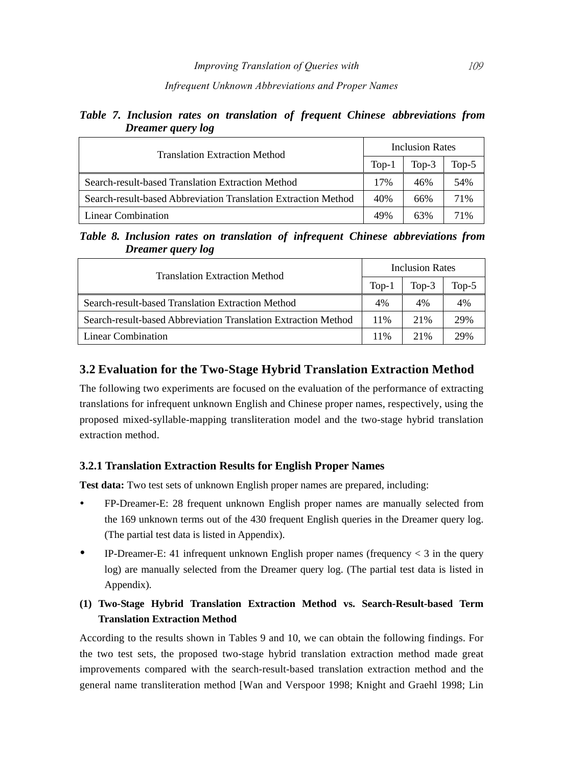***Table 7. Inclusion rates on translation of frequent Chinese abbreviations from Dreamer query log***

| Translation Extraction Method | Inclusion Rates | | |
|---|---|---|---|
| | Top-1 | Top-3 | Top-5 |
| Search-result-based Translation Extraction Method | 17% | 46% | 54% |
| Search-result-based Abbreviation Translation Extraction Method | 40% | 66% | 71% |
| Linear Combination | 49% | 63% | 71% |

***Table 8. Inclusion rates on translation of infrequent Chinese abbreviations from Dreamer query log***

| Translation Extraction Method | Inclusion Rates | | |
|---|---|---|---|
| | Top-1 | Top-3 | Top-5 |
| Search-result-based Translation Extraction Method | 4% | 4% | 4% |
| Search-result-based Abbreviation Translation Extraction Method | 11% | 21% | 29% |
| Linear Combination | 11% | 21% | 29% |

## 3.2 Evaluation for the Two-Stage Hybrid Translation Extraction Method

The following two experiments are focused on the evaluation of the performance of extracting translations for infrequent unknown English and Chinese proper names, respectively, using the proposed mixed-syllable-mapping transliteration model and the two-stage hybrid translation extraction method.

### 3.2.1 Translation Extraction Results for English Proper Names

**Test data:** Two test sets of unknown English proper names are prepared, including:

- FP-Dreamer-E: 28 frequent unknown English proper names are manually selected from the 169 unknown terms out of the 430 frequent English queries in the Dreamer query log. (The partial test data is listed in Appendix).
- IP-Dreamer-E: 41 infrequent unknown English proper names (frequency < 3 in the query log) are manually selected from the Dreamer query log. (The partial test data is listed in Appendix).

**(1) Two-Stage Hybrid Translation Extraction Method vs. Search-Result-based Term Translation Extraction Method**

According to the results shown in Tables 9 and 10, we can obtain the following findings. For the two test sets, the proposed two-stage hybrid translation extraction method made great improvements compared with the search-result-based translation extraction method and the general name transliteration method [Wan and Verspoor 1998; Knight and Graehl 1998; Lin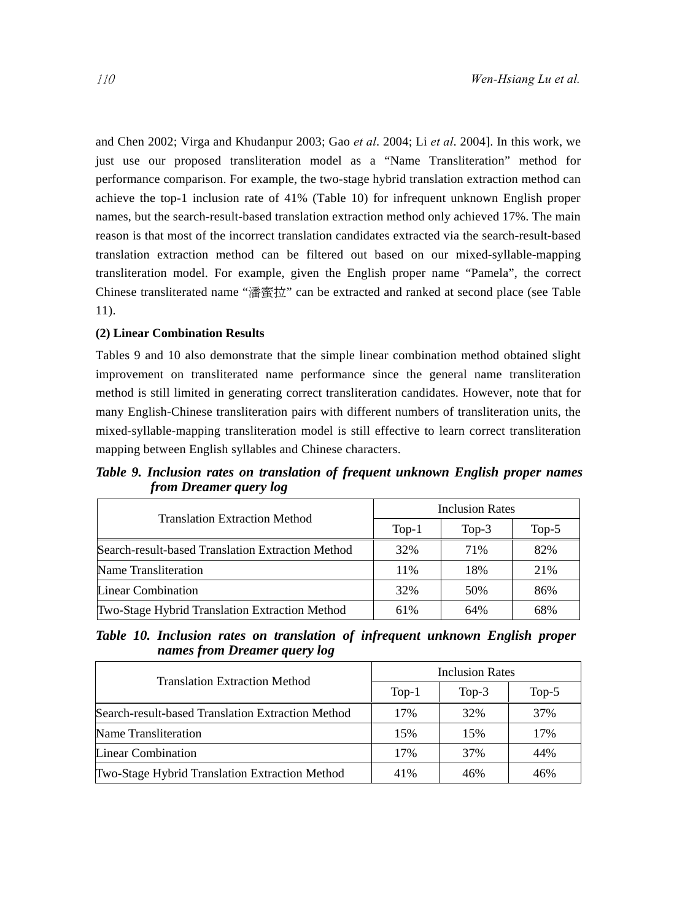and Chen 2002; Virga and Khudanpur 2003; Gao *et al*. 2004; Li *et al*. 2004]. In this work, we just use our proposed transliteration model as a "Name Transliteration" method for performance comparison. For example, the two-stage hybrid translation extraction method can achieve the top-1 inclusion rate of 41% (Table 10) for infrequent unknown English proper names, but the search-result-based translation extraction method only achieved 17%. The main reason is that most of the incorrect translation candidates extracted via the search-result-based translation extraction method can be filtered out based on our mixed-syllable-mapping transliteration model. For example, given the English proper name "Pamela", the correct Chinese transliterated name "潘蜜拉" can be extracted and ranked at second place (see Table 11).

**(2) Linear Combination Results**

Tables 9 and 10 also demonstrate that the simple linear combination method obtained slight improvement on transliterated name performance since the general name transliteration method is still limited in generating correct transliteration candidates. However, note that for many English-Chinese transliteration pairs with different numbers of transliteration units, the mixed-syllable-mapping transliteration model is still effective to learn correct transliteration mapping between English syllables and Chinese characters.

***Table 9. Inclusion rates on translation of frequent unknown English proper names from Dreamer query log***

| Translation Extraction Method | Inclusion Rates | | |
|---|---|---|---|
| | Top-1 | Top-3 | Top-5 |
| Search-result-based Translation Extraction Method | 32% | 71% | 82% |
| Name Transliteration | 11% | 18% | 21% |
| Linear Combination | 32% | 50% | 86% |
| Two-Stage Hybrid Translation Extraction Method | 61% | 64% | 68% |

***Table 10. Inclusion rates on translation of infrequent unknown English proper names from Dreamer query log***

| Translation Extraction Method | Inclusion Rates | | |
|---|---|---|---|
| | Top-1 | Top-3 | Top-5 |
| Search-result-based Translation Extraction Method | 17% | 32% | 37% |
| Name Transliteration | 15% | 15% | 17% |
| Linear Combination | 17% | 37% | 44% |
| Two-Stage Hybrid Translation Extraction Method | 41% | 46% | 46% |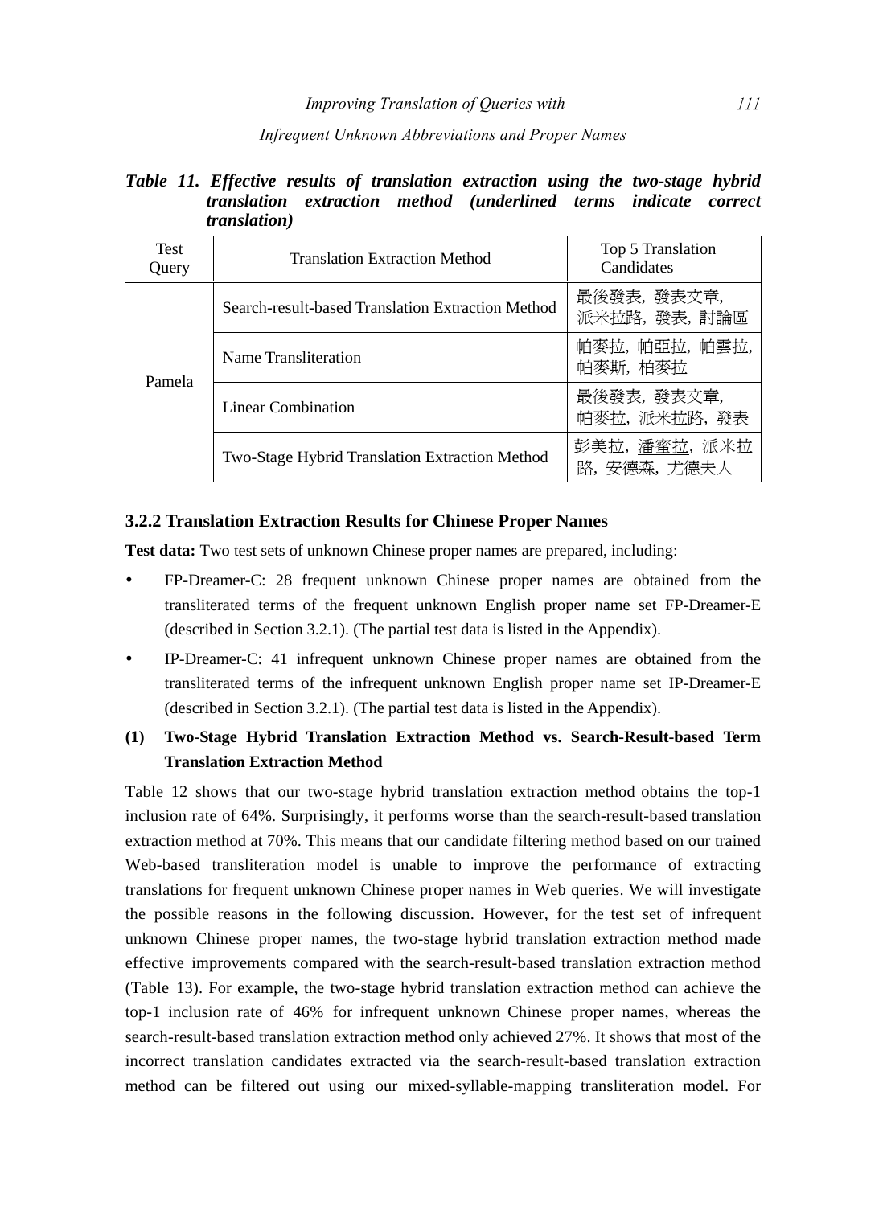***Table 11. Effective results of translation extraction using the two-stage hybrid translation extraction method (underlined terms indicate correct translation)***

| Test Query | Translation Extraction Method | Top 5 Translation Candidates |
|---|---|---|
| Pamela | Search-result-based Translation Extraction Method | 最後發表, 發表文章, 派米拉路, 發表, 討論區 |
| | Name Transliteration | 帕麥拉, 帕亞拉, 帕雲拉, 帕麥斯, 柏麥拉 |
| | Linear Combination | 最後發表, 發表文章, 帕麥拉, 派米拉路, 發表 |
| | Two-Stage Hybrid Translation Extraction Method | 彭美拉, <u>潘蜜拉</u>, 派米拉路, 安德森, 尤德夫人 |

### 3.2.2 Translation Extraction Results for Chinese Proper Names

**Test data:** Two test sets of unknown Chinese proper names are prepared, including:

- FP-Dreamer-C: 28 frequent unknown Chinese proper names are obtained from the transliterated terms of the frequent unknown English proper name set FP-Dreamer-E (described in Section 3.2.1). (The partial test data is listed in the Appendix).
- IP-Dreamer-C: 41 infrequent unknown Chinese proper names are obtained from the transliterated terms of the infrequent unknown English proper name set IP-Dreamer-E (described in Section 3.2.1). (The partial test data is listed in the Appendix).

**(1) Two-Stage Hybrid Translation Extraction Method vs. Search-Result-based Term Translation Extraction Method**

Table 12 shows that our two-stage hybrid translation extraction method obtains the top-1 inclusion rate of 64%. Surprisingly, it performs worse than the search-result-based translation extraction method at 70%. This means that our candidate filtering method based on our trained Web-based transliteration model is unable to improve the performance of extracting translations for frequent unknown Chinese proper names in Web queries. We will investigate the possible reasons in the following discussion. However, for the test set of infrequent unknown Chinese proper names, the two-stage hybrid translation extraction method made effective improvements compared with the search-result-based translation extraction method (Table 13). For example, the two-stage hybrid translation extraction method can achieve the top-1 inclusion rate of 46% for infrequent unknown Chinese proper names, whereas the search-result-based translation extraction method only achieved 27%. It shows that most of the incorrect translation candidates extracted via the search-result-based translation extraction method can be filtered out using our mixed-syllable-mapping transliteration model. For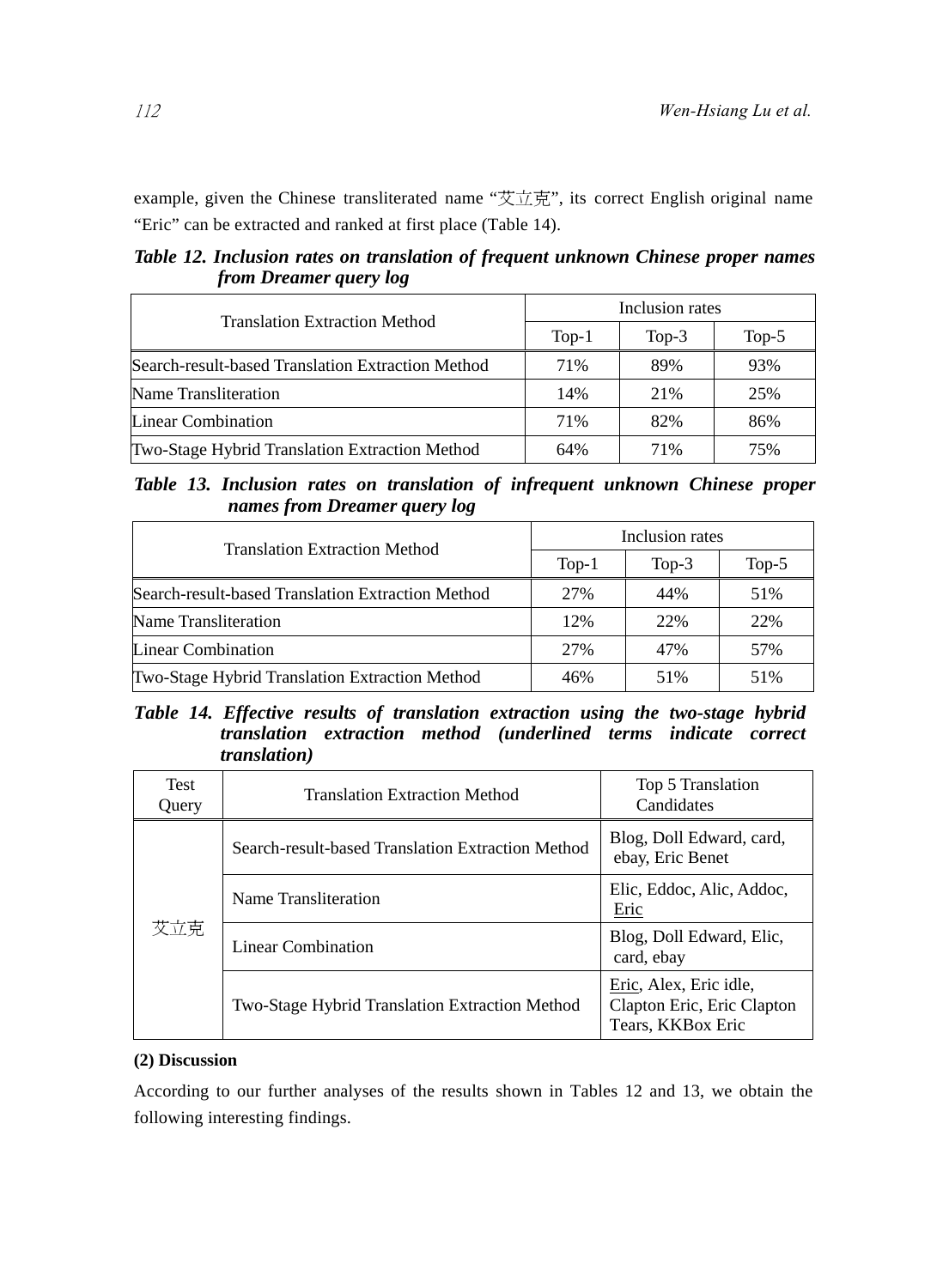example, given the Chinese transliterated name "艾立克", its correct English original name "Eric" can be extracted and ranked at first place (Table 14).

***Table 12. Inclusion rates on translation of frequent unknown Chinese proper names from Dreamer query log***

| Translation Extraction Method | Inclusion rates | | |
|---|---|---|---|
| | Top-1 | Top-3 | Top-5 |
| Search-result-based Translation Extraction Method | 71% | 89% | 93% |
| Name Transliteration | 14% | 21% | 25% |
| Linear Combination | 71% | 82% | 86% |
| Two-Stage Hybrid Translation Extraction Method | 64% | 71% | 75% |

***Table 13. Inclusion rates on translation of infrequent unknown Chinese proper names from Dreamer query log***

| Translation Extraction Method | Inclusion rates | | |
|---|---|---|---|
| | Top-1 | Top-3 | Top-5 |
| Search-result-based Translation Extraction Method | 27% | 44% | 51% |
| Name Transliteration | 12% | 22% | 22% |
| Linear Combination | 27% | 47% | 57% |
| Two-Stage Hybrid Translation Extraction Method | 46% | 51% | 51% |

***Table 14. Effective results of translation extraction using the two-stage hybrid translation extraction method (underlined terms indicate correct translation)***

| Test Query | Translation Extraction Method | Top 5 Translation Candidates |
|---|---|---|
| 艾立克 | Search-result-based Translation Extraction Method | Blog, Doll Edward, card, ebay, Eric Benet |
| | Name Transliteration | Elic, Eddoc, Alic, Addoc, <u>Eric</u> |
| | Linear Combination | Blog, Doll Edward, Elic, card, ebay |
| | Two-Stage Hybrid Translation Extraction Method | <u>Eric</u>, Alex, Eric idle, Clapton Eric, Eric Clapton Tears, KKBox Eric |

**(2) Discussion**

According to our further analyses of the results shown in Tables 12 and 13, we obtain the following interesting findings.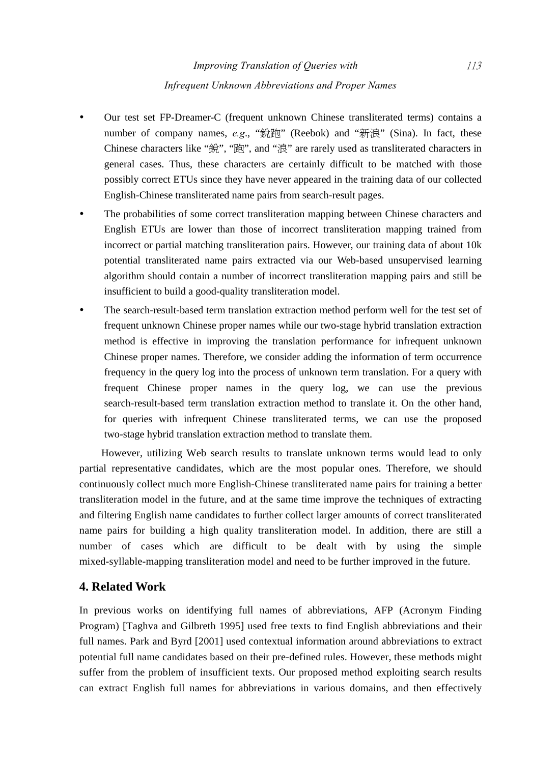- Our test set FP-Dreamer-C (frequent unknown Chinese transliterated terms) contains a number of company names, *e.g*., "銳跑" (Reebok) and "新浪" (Sina). In fact, these Chinese characters like "銳", "跑", and "浪" are rarely used as transliterated characters in general cases. Thus, these characters are certainly difficult to be matched with those possibly correct ETUs since they have never appeared in the training data of our collected English-Chinese transliterated name pairs from search-result pages.
- The probabilities of some correct transliteration mapping between Chinese characters and English ETUs are lower than those of incorrect transliteration mapping trained from incorrect or partial matching transliteration pairs. However, our training data of about 10k potential transliterated name pairs extracted via our Web-based unsupervised learning algorithm should contain a number of incorrect transliteration mapping pairs and still be insufficient to build a good-quality transliteration model.
- The search-result-based term translation extraction method perform well for the test set of frequent unknown Chinese proper names while our two-stage hybrid translation extraction method is effective in improving the translation performance for infrequent unknown Chinese proper names. Therefore, we consider adding the information of term occurrence frequency in the query log into the process of unknown term translation. For a query with frequent Chinese proper names in the query log, we can use the previous search-result-based term translation extraction method to translate it. On the other hand, for queries with infrequent Chinese transliterated terms, we can use the proposed two-stage hybrid translation extraction method to translate them.

However, utilizing Web search results to translate unknown terms would lead to only partial representative candidates, which are the most popular ones. Therefore, we should continuously collect much more English-Chinese transliterated name pairs for training a better transliteration model in the future, and at the same time improve the techniques of extracting and filtering English name candidates to further collect larger amounts of correct transliterated name pairs for building a high quality transliteration model. In addition, there are still a number of cases which are difficult to be dealt with by using the simple mixed-syllable-mapping transliteration model and need to be further improved in the future.

## 4. Related Work

In previous works on identifying full names of abbreviations, AFP (Acronym Finding Program) [Taghva and Gilbreth 1995] used free texts to find English abbreviations and their full names. Park and Byrd [2001] used contextual information around abbreviations to extract potential full name candidates based on their pre-defined rules. However, these methods might suffer from the problem of insufficient texts. Our proposed method exploiting search results can extract English full names for abbreviations in various domains, and then effectively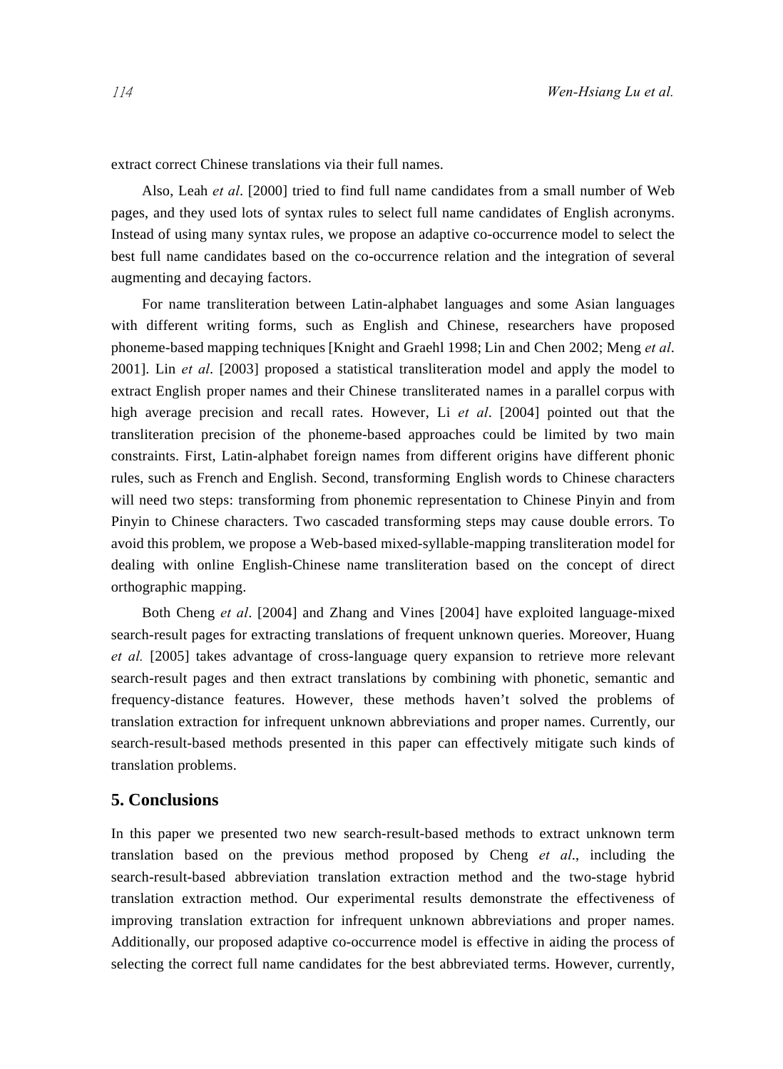extract correct Chinese translations via their full names.

Also, Leah *et al*. [2000] tried to find full name candidates from a small number of Web pages, and they used lots of syntax rules to select full name candidates of English acronyms. Instead of using many syntax rules, we propose an adaptive co-occurrence model to select the best full name candidates based on the co-occurrence relation and the integration of several augmenting and decaying factors.

For name transliteration between Latin-alphabet languages and some Asian languages with different writing forms, such as English and Chinese, researchers have proposed phoneme-based mapping techniques [Knight and Graehl 1998; Lin and Chen 2002; Meng *et al*. 2001]. Lin *et al*. [2003] proposed a statistical transliteration model and apply the model to extract English proper names and their Chinese transliterated names in a parallel corpus with high average precision and recall rates. However, Li *et al*. [2004] pointed out that the transliteration precision of the phoneme-based approaches could be limited by two main constraints. First, Latin-alphabet foreign names from different origins have different phonic rules, such as French and English. Second, transforming English words to Chinese characters will need two steps: transforming from phonemic representation to Chinese Pinyin and from Pinyin to Chinese characters. Two cascaded transforming steps may cause double errors. To avoid this problem, we propose a Web-based mixed-syllable-mapping transliteration model for dealing with online English-Chinese name transliteration based on the concept of direct orthographic mapping.

Both Cheng *et al*. [2004] and Zhang and Vines [2004] have exploited language-mixed search-result pages for extracting translations of frequent unknown queries. Moreover, Huang *et al.* [2005] takes advantage of cross-language query expansion to retrieve more relevant search-result pages and then extract translations by combining with phonetic, semantic and frequency-distance features. However, these methods haven't solved the problems of translation extraction for infrequent unknown abbreviations and proper names. Currently, our search-result-based methods presented in this paper can effectively mitigate such kinds of translation problems.

## 5. Conclusions

In this paper we presented two new search-result-based methods to extract unknown term translation based on the previous method proposed by Cheng *et al*., including the search-result-based abbreviation translation extraction method and the two-stage hybrid translation extraction method. Our experimental results demonstrate the effectiveness of improving translation extraction for infrequent unknown abbreviations and proper names. Additionally, our proposed adaptive co-occurrence model is effective in aiding the process of selecting the correct full name candidates for the best abbreviated terms. However, currently,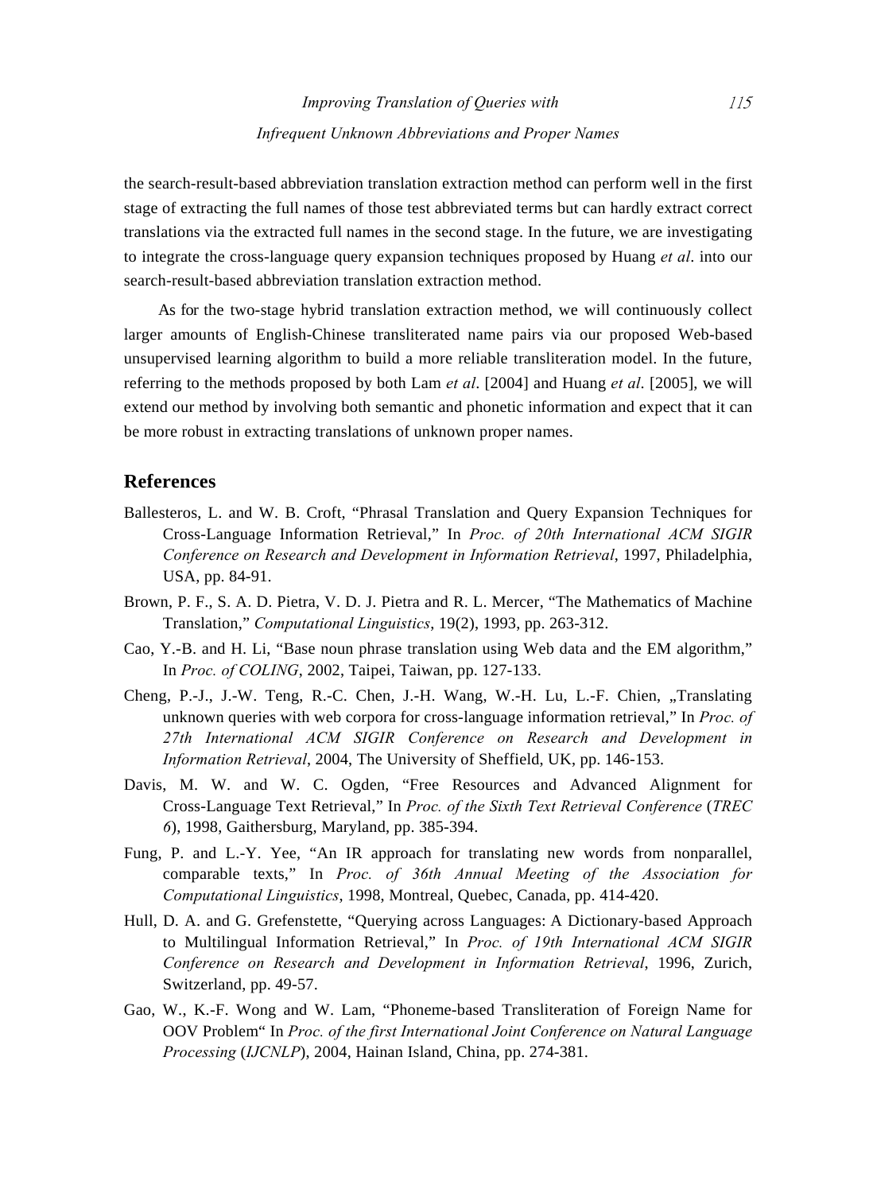the search-result-based abbreviation translation extraction method can perform well in the first stage of extracting the full names of those test abbreviated terms but can hardly extract correct translations via the extracted full names in the second stage. In the future, we are investigating to integrate the cross-language query expansion techniques proposed by Huang *et al*. into our search-result-based abbreviation translation extraction method.

As for the two-stage hybrid translation extraction method, we will continuously collect larger amounts of English-Chinese transliterated name pairs via our proposed Web-based unsupervised learning algorithm to build a more reliable transliteration model. In the future, referring to the methods proposed by both Lam *et al*. [2004] and Huang *et al*. [2005], we will extend our method by involving both semantic and phonetic information and expect that it can be more robust in extracting translations of unknown proper names.

## References

Ballesteros, L. and W. B. Croft, "Phrasal Translation and Query Expansion Techniques for Cross-Language Information Retrieval," In *Proc. of 20th International ACM SIGIR Conference on Research and Development in Information Retrieval*, 1997, Philadelphia, USA, pp. 84-91.

Brown, P. F., S. A. D. Pietra, V. D. J. Pietra and R. L. Mercer, "The Mathematics of Machine Translation," *Computational Linguistics*, 19(2), 1993, pp. 263-312.

Cao, Y.-B. and H. Li, "Base noun phrase translation using Web data and the EM algorithm," In *Proc. of COLING*, 2002, Taipei, Taiwan, pp. 127-133.

Cheng, P.-J., J.-W. Teng, R.-C. Chen, J.-H. Wang, W.-H. Lu, L.-F. Chien, „Translating unknown queries with web corpora for cross-language information retrieval," In *Proc. of 27th International ACM SIGIR Conference on Research and Development in Information Retrieval*, 2004, The University of Sheffield, UK, pp. 146-153.

Davis, M. W. and W. C. Ogden, "Free Resources and Advanced Alignment for Cross-Language Text Retrieval," In *Proc. of the Sixth Text Retrieval Conference* (*TREC 6*), 1998, Gaithersburg, Maryland, pp. 385-394.

Fung, P. and L.-Y. Yee, "An IR approach for translating new words from nonparallel, comparable texts," In *Proc. of 36th Annual Meeting of the Association for Computational Linguistics*, 1998, Montreal, Quebec, Canada, pp. 414-420.

Hull, D. A. and G. Grefenstette, "Querying across Languages: A Dictionary-based Approach to Multilingual Information Retrieval," In *Proc. of 19th International ACM SIGIR Conference on Research and Development in Information Retrieval*, 1996, Zurich, Switzerland, pp. 49-57.

Gao, W., K.-F. Wong and W. Lam, "Phoneme-based Transliteration of Foreign Name for OOV Problem" In *Proc. of the first International Joint Conference on Natural Language Processing* (*IJCNLP*), 2004, Hainan Island, China, pp. 274-381.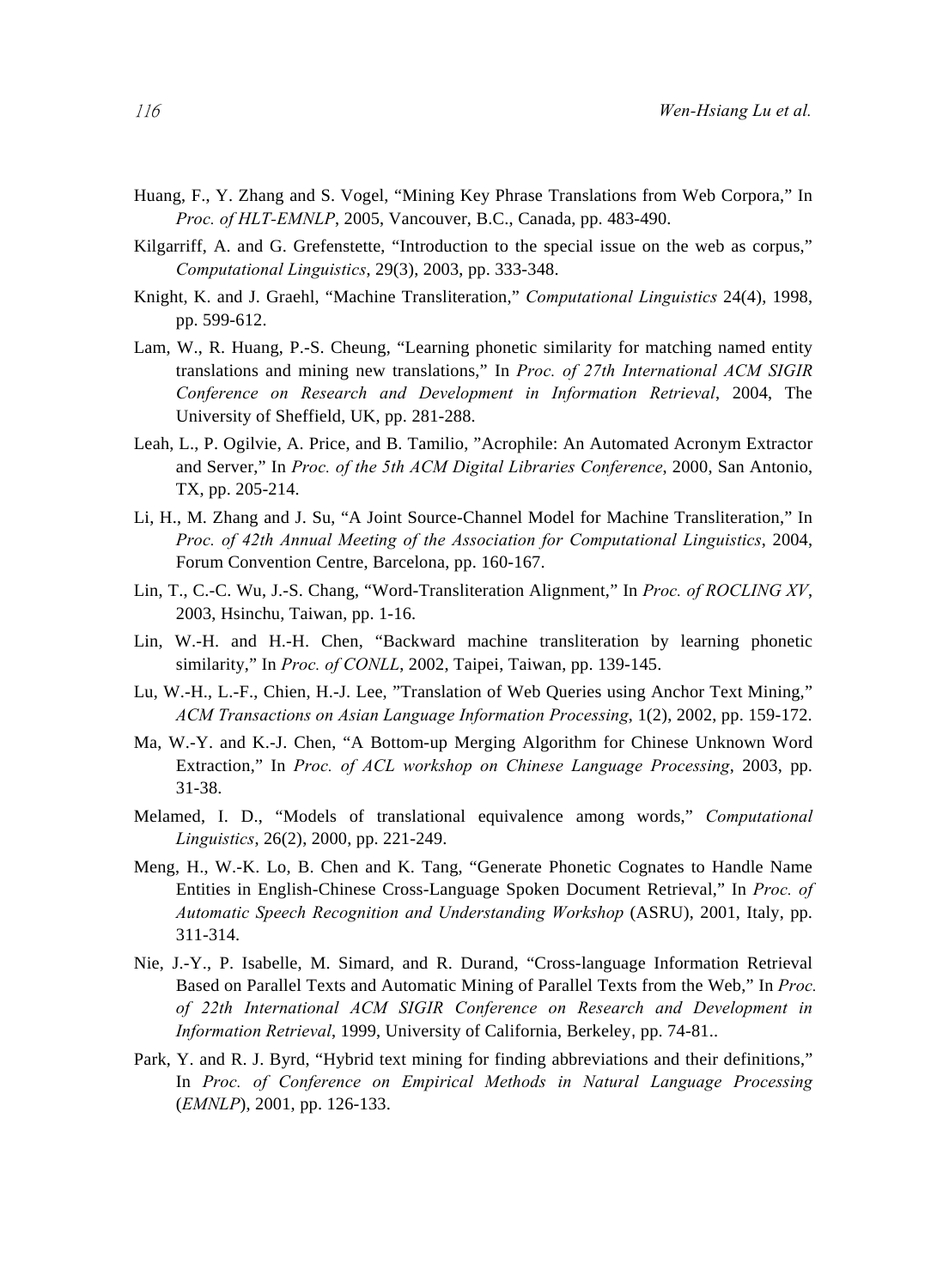Huang, F., Y. Zhang and S. Vogel, "Mining Key Phrase Translations from Web Corpora," In *Proc. of HLT-EMNLP*, 2005, Vancouver, B.C., Canada, pp. 483-490.

Kilgarriff, A. and G. Grefenstette, "Introduction to the special issue on the web as corpus," *Computational Linguistics*, 29(3), 2003, pp. 333-348.

Knight, K. and J. Graehl, "Machine Transliteration," *Computational Linguistics* 24(4), 1998, pp. 599-612.

Lam, W., R. Huang, P.-S. Cheung, "Learning phonetic similarity for matching named entity translations and mining new translations," In *Proc. of 27th International ACM SIGIR Conference on Research and Development in Information Retrieval*, 2004, The University of Sheffield, UK, pp. 281-288.

Leah, L., P. Ogilvie, A. Price, and B. Tamilio, "Acrophile: An Automated Acronym Extractor and Server," In *Proc. of the 5th ACM Digital Libraries Conference*, 2000, San Antonio, TX, pp. 205-214.

Li, H., M. Zhang and J. Su, "A Joint Source-Channel Model for Machine Transliteration," In *Proc. of 42th Annual Meeting of the Association for Computational Linguistics*, 2004, Forum Convention Centre, Barcelona, pp. 160-167.

Lin, T., C.-C. Wu, J.-S. Chang, "Word-Transliteration Alignment," In *Proc. of ROCLING XV*, 2003, Hsinchu, Taiwan, pp. 1-16.

Lin, W.-H. and H.-H. Chen, "Backward machine transliteration by learning phonetic similarity," In *Proc. of CONLL*, 2002, Taipei, Taiwan, pp. 139-145.

Lu, W.-H., L.-F., Chien, H.-J. Lee, "Translation of Web Queries using Anchor Text Mining," *ACM Transactions on Asian Language Information Processing*, 1(2), 2002, pp. 159-172.

Ma, W.-Y. and K.-J. Chen, "A Bottom-up Merging Algorithm for Chinese Unknown Word Extraction," In *Proc. of ACL workshop on Chinese Language Processing*, 2003, pp. 31-38.

Melamed, I. D., "Models of translational equivalence among words," *Computational Linguistics*, 26(2), 2000, pp. 221-249.

Meng, H., W.-K. Lo, B. Chen and K. Tang, "Generate Phonetic Cognates to Handle Name Entities in English-Chinese Cross-Language Spoken Document Retrieval," In *Proc. of Automatic Speech Recognition and Understanding Workshop* (ASRU), 2001, Italy, pp. 311-314.

Nie, J.-Y., P. Isabelle, M. Simard, and R. Durand, "Cross-language Information Retrieval Based on Parallel Texts and Automatic Mining of Parallel Texts from the Web," In *Proc. of 22th International ACM SIGIR Conference on Research and Development in Information Retrieval*, 1999, University of California, Berkeley, pp. 74-81..

Park, Y. and R. J. Byrd, "Hybrid text mining for finding abbreviations and their definitions," In *Proc. of Conference on Empirical Methods in Natural Language Processing* (*EMNLP*), 2001, pp. 126-133.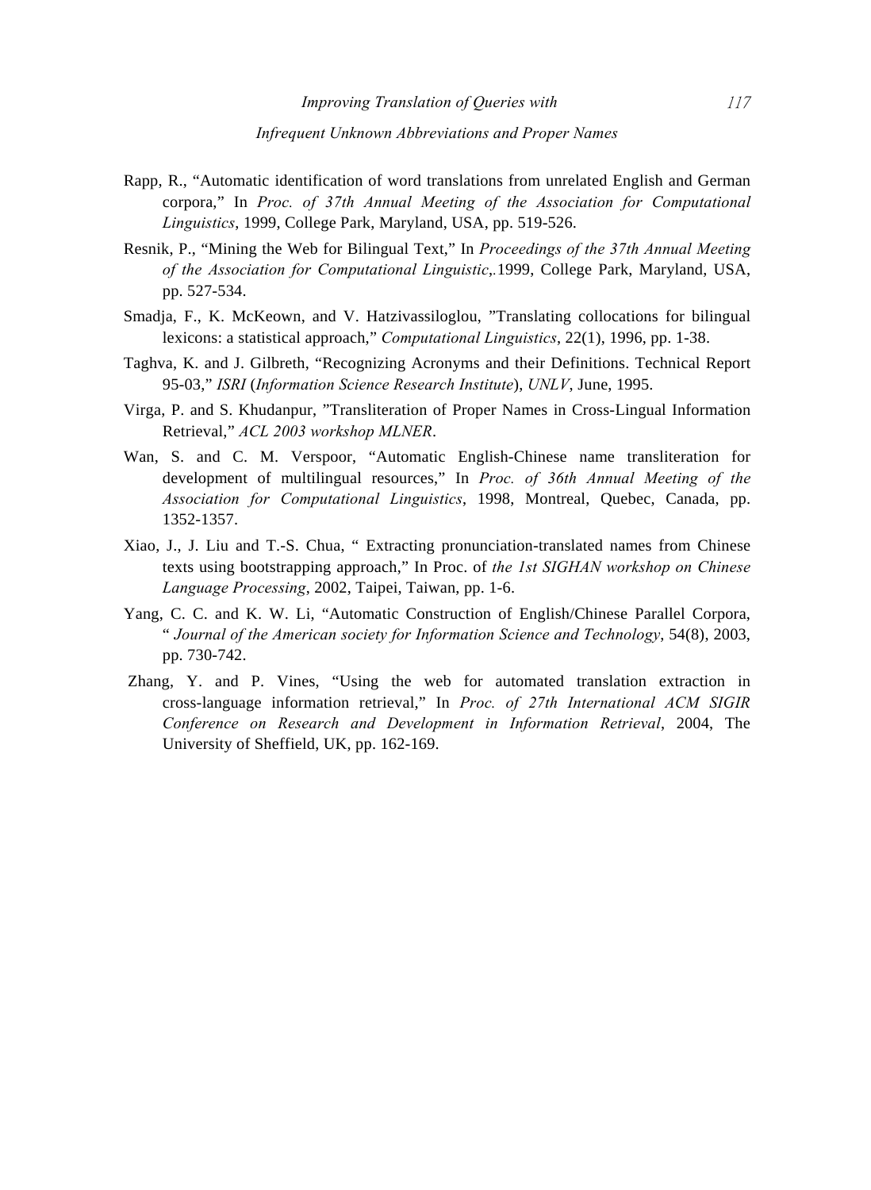Rapp, R., “Automatic identification of word translations from unrelated English and German corpora,” In *Proc. of 37th Annual Meeting of the Association for Computational Linguistics*, 1999, College Park, Maryland, USA, pp. 519-526.

Resnik, P., “Mining the Web for Bilingual Text,” In *Proceedings of the 37th Annual Meeting of the Association for Computational Linguistic*,.1999, College Park, Maryland, USA, pp. 527-534.

Smadja, F., K. McKeown, and V. Hatzivassiloglou, ”Translating collocations for bilingual lexicons: a statistical approach,” *Computational Linguistics*, 22(1), 1996, pp. 1-38.

Taghva, K. and J. Gilbreth, “Recognizing Acronyms and their Definitions. Technical Report 95-03,” *ISRI* (*Information Science Research Institute*), *UNLV*, June, 1995.

Virga, P. and S. Khudanpur, ”Transliteration of Proper Names in Cross-Lingual Information Retrieval,” *ACL 2003 workshop MLNER*.

Wan, S. and C. M. Verspoor, “Automatic English-Chinese name transliteration for development of multilingual resources,” In *Proc. of 36th Annual Meeting of the Association for Computational Linguistics*, 1998, Montreal, Quebec, Canada, pp. 1352-1357.

Xiao, J., J. Liu and T.-S. Chua, “ Extracting pronunciation-translated names from Chinese texts using bootstrapping approach,” In Proc. of *the 1st SIGHAN workshop on Chinese Language Processing*, 2002, Taipei, Taiwan, pp. 1-6.

Yang, C. C. and K. W. Li, ”Automatic Construction of English/Chinese Parallel Corpora, “ *Journal of the American society for Information Science and Technology*, 54(8), 2003, pp. 730-742.

Zhang, Y. and P. Vines, “Using the web for automated translation extraction in cross-language information retrieval,” In *Proc. of 27th International ACM SIGIR Conference on Research and Development in Information Retrieval*, 2004, The University of Sheffield, UK, pp. 162-169.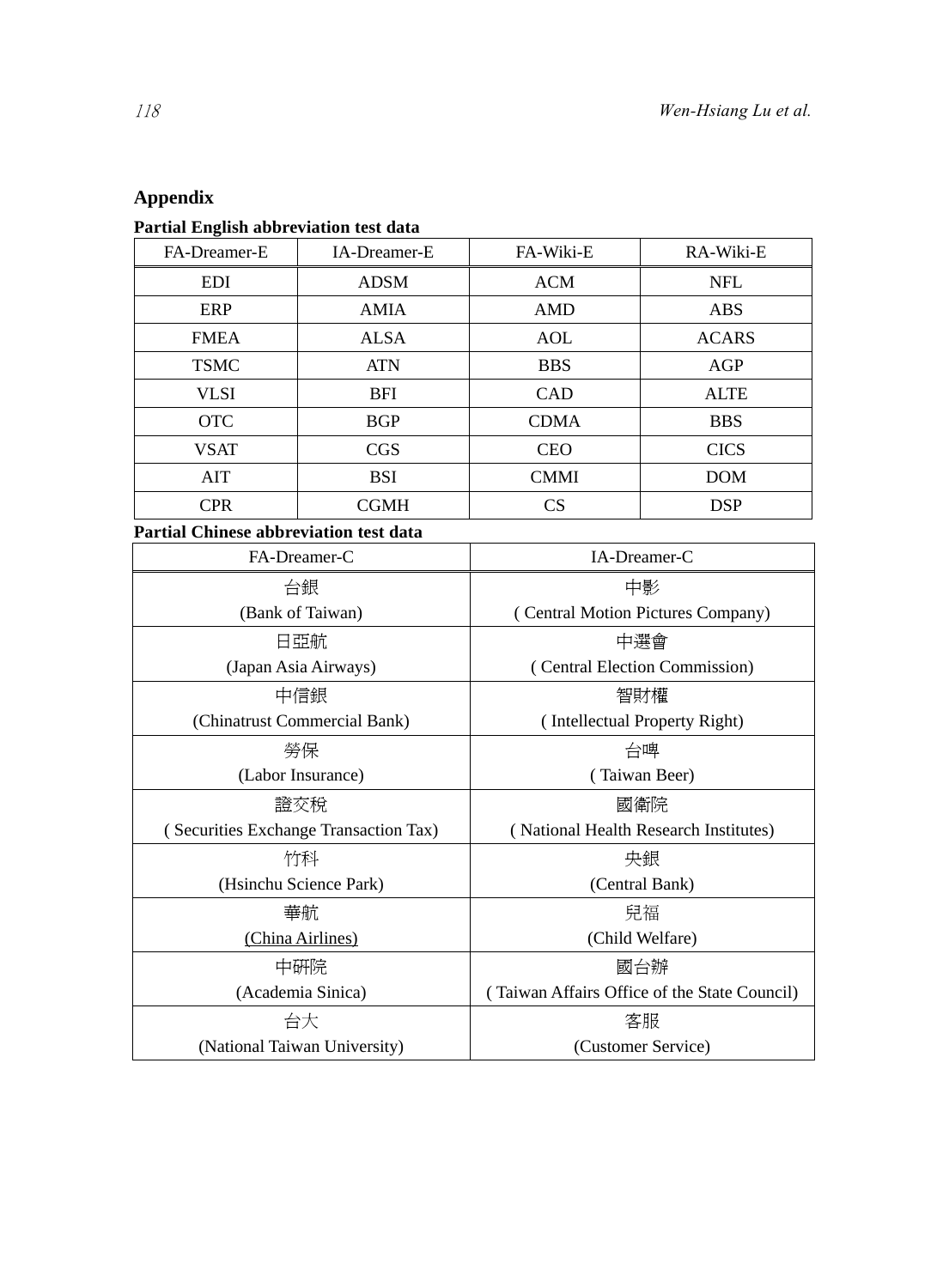## Appendix

**Partial English abbreviation test data**

| FA-Dreamer-E | IA-Dreamer-E | FA-Wiki-E | RA-Wiki-E |
|---|---|---|---|
| EDI | ADSM | ACM | NFL |
| ERP | AMIA | AMD | ABS |
| FMEA | ALSA | AOL | ACARS |
| TSMC | ATN | BBS | AGP |
| VLSI | BFI | CAD | ALTE |
| OTC | BGP | CDMA | BBS |
| VSAT | CGS | CEO | CICS |
| AIT | BSI | CMMI | DOM |
| CPR | CGMH | CS | DSP |

**Partial Chinese abbreviation test data**

| FA-Dreamer-C | IA-Dreamer-C |
|---|---|
| 台銀<br>(Bank of Taiwan) | 中影<br>( Central Motion Pictures Company) |
| 日亞航<br>(Japan Asia Airways) | 中選會<br>( Central Election Commission) |
| 中信銀<br>(Chinatrust Commercial Bank) | 智財權<br>( Intellectual Property Right) |
| 勞保<br>(Labor Insurance) | 台啤<br>( Taiwan Beer) |
| 證交稅<br>( Securities Exchange Transaction Tax) | 國衛院<br>( National Health Research Institutes) |
| 竹科<br>(Hsinchu Science Park) | 央銀<br>(Central Bank) |
| 華航<br>(China Airlines) | 兒福<br>(Child Welfare) |
| 中研院<br>(Academia Sinica) | 國台辦<br>( Taiwan Affairs Office of the State Council) |
| 台大<br>(National Taiwan University) | 客服<br>(Customer Service) |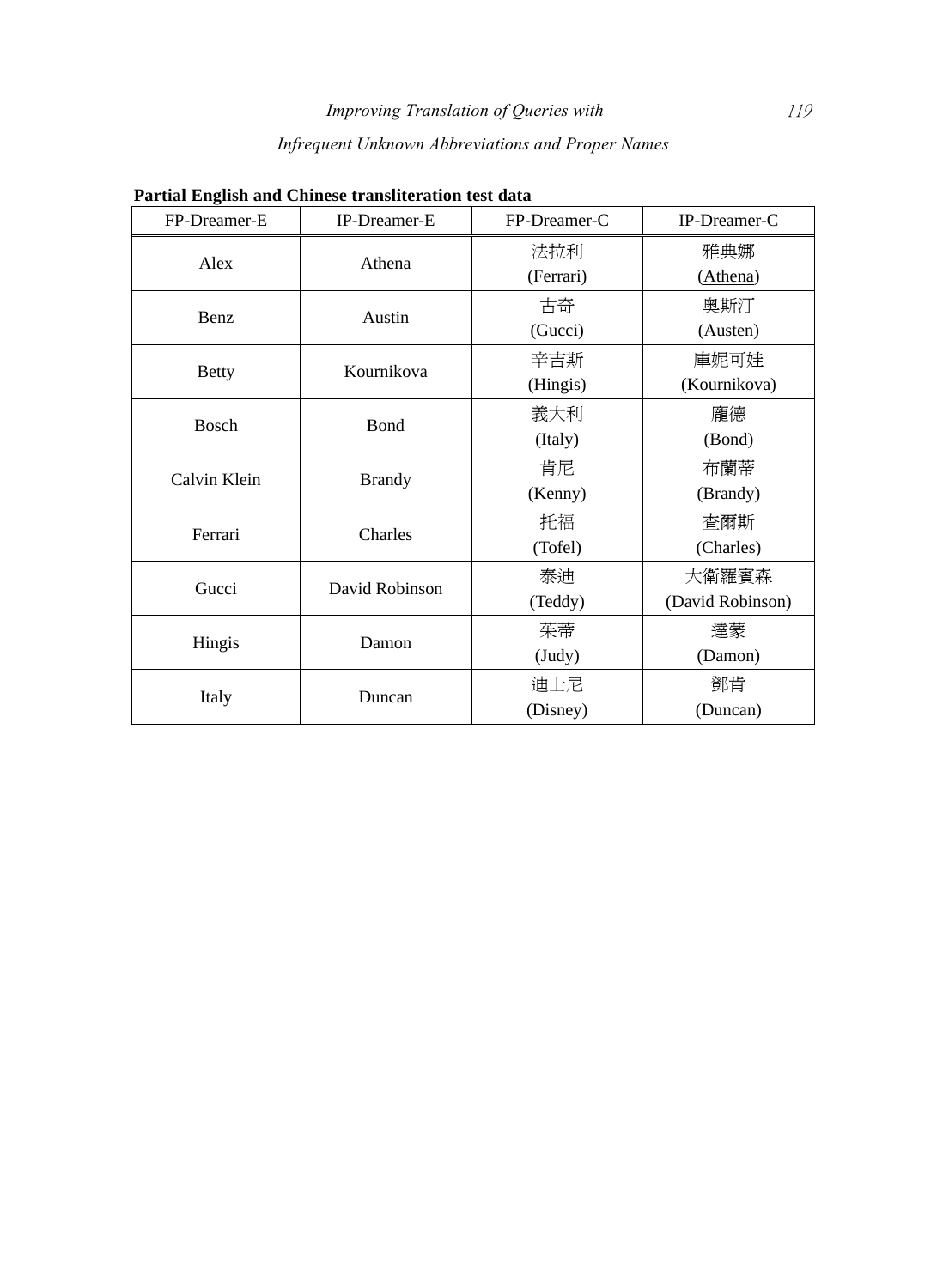**Partial English and Chinese transliteration test data**

| FP-Dreamer-E | IP-Dreamer-E | FP-Dreamer-C | IP-Dreamer-C |
|---|---|---|---|
| Alex | Athena | 法拉利 (Ferrari) | 雅典娜 (Athena) |
| Benz | Austin | 古奇 (Gucci) | 奧斯汀 (Austen) |
| Betty | Kournikova | 辛吉斯 (Hingis) | 庫妮可娃 (Kournikova) |
| Bosch | Bond | 義大利 (Italy) | 龐德 (Bond) |
| Calvin Klein | Brandy | 肯尼 (Kenny) | 布蘭蒂 (Brandy) |
| Ferrari | Charles | 托福 (Tofel) | 查爾斯 (Charles) |
| Gucci | David Robinson | 泰迪 (Teddy) | 大衛羅賓森 (David Robinson) |
| Hingis | Damon | 茱蒂 (Judy) | 達蒙 (Damon) |
| Italy | Duncan | 迪士尼 (Disney) | 鄧肯 (Duncan) |